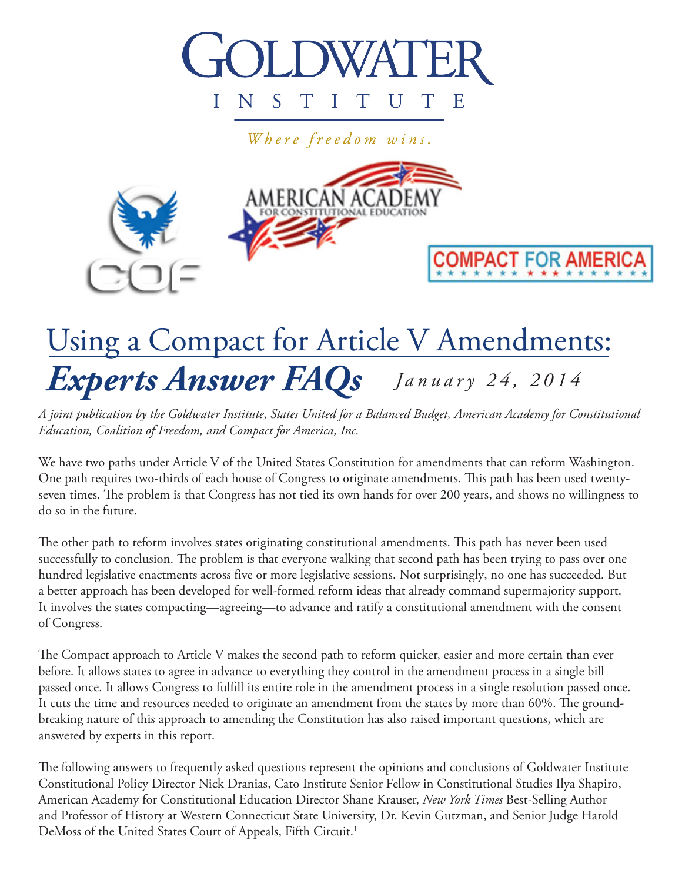GOLDWATER INSTITUTE

*Where freedom wins.*

AMERICAN ACADEMY FOR CONSTITUTIONAL EDUCATION

COF

COMPACT FOR AMERICA

# Using a Compact for Article V Amendments: *Experts Answer FAQs*

*January 24, 2014*

*A joint publication by the Goldwater Institute, States United for a Balanced Budget, American Academy for Constitutional Education, Coalition of Freedom, and Compact for America, Inc.*

We have two paths under Article V of the United States Constitution for amendments that can reform Washington. One path requires two-thirds of each house of Congress to originate amendments. This path has been used twenty-seven times. The problem is that Congress has not tied its own hands for over 200 years, and shows no willingness to do so in the future.

The other path to reform involves states originating constitutional amendments. This path has never been used successfully to conclusion. The problem is that everyone walking that second path has been trying to pass over one hundred legislative enactments across five or more legislative sessions. Not surprisingly, no one has succeeded. But a better approach has been developed for well-formed reform ideas that already command supermajority support. It involves the states compacting—agreeing—to advance and ratify a constitutional amendment with the consent of Congress.

The Compact approach to Article V makes the second path to reform quicker, easier and more certain than ever before. It allows states to agree in advance to everything they control in the amendment process in a single bill passed once. It allows Congress to fulfill its entire role in the amendment process in a single resolution passed once. It cuts the time and resources needed to originate an amendment from the states by more than 60%. The ground-breaking nature of this approach to amending the Constitution has also raised important questions, which are answered by experts in this report.

The following answers to frequently asked questions represent the opinions and conclusions of Goldwater Institute Constitutional Policy Director Nick Dranias, Cato Institute Senior Fellow in Constitutional Studies Ilya Shapiro, American Academy for Constitutional Education Director Shane Krauser, *New York Times* Best-Selling Author and Professor of History at Western Connecticut State University, Dr. Kevin Gutzman, and Senior Judge Harold DeMoss of the United States Court of Appeals, Fifth Circuit.[1]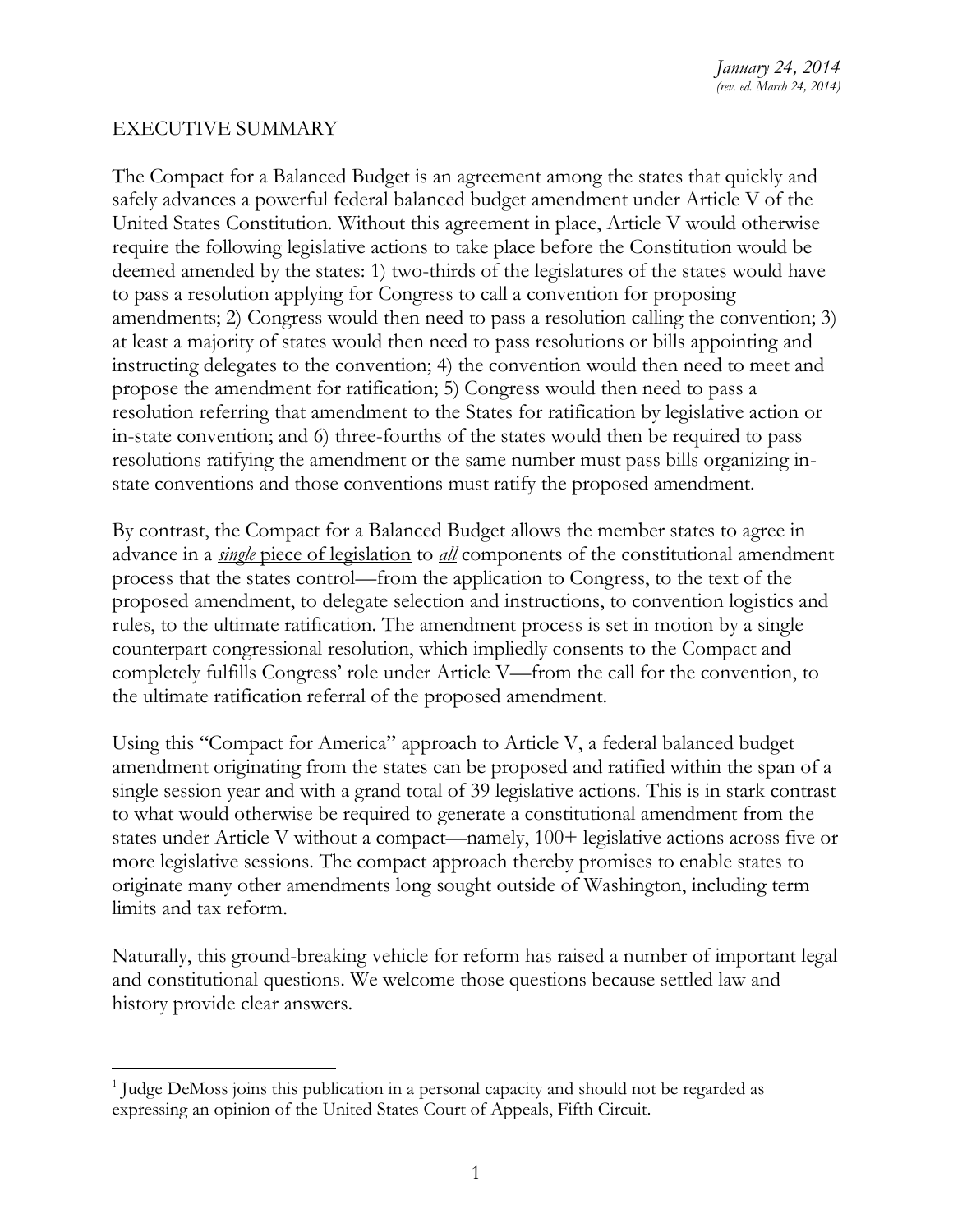*January 24, 2014*
*(rev. ed. March 24, 2014)*

EXECUTIVE SUMMARY

The Compact for a Balanced Budget is an agreement among the states that quickly and safely advances a powerful federal balanced budget amendment under Article V of the United States Constitution. Without this agreement in place, Article V would otherwise require the following legislative actions to take place before the Constitution would be deemed amended by the states: 1) two-thirds of the legislatures of the states would have to pass a resolution applying for Congress to call a convention for proposing amendments; 2) Congress would then need to pass a resolution calling the convention; 3) at least a majority of states would then need to pass resolutions or bills appointing and instructing delegates to the convention; 4) the convention would then need to meet and propose the amendment for ratification; 5) Congress would then need to pass a resolution referring that amendment to the States for ratification by legislative action or in-state convention; and 6) three-fourths of the states would then be required to pass resolutions ratifying the amendment or the same number must pass bills organizing in-state conventions and those conventions must ratify the proposed amendment.

By contrast, the Compact for a Balanced Budget allows the member states to agree in advance in a <u>***single*** piece of legislation</u> to <u>***all***</u> components of the constitutional amendment process that the states control—from the application to Congress, to the text of the proposed amendment, to delegate selection and instructions, to convention logistics and rules, to the ultimate ratification. The amendment process is set in motion by a single counterpart congressional resolution, which impliedly consents to the Compact and completely fulfills Congress' role under Article V—from the call for the convention, to the ultimate ratification referral of the proposed amendment.

Using this "Compact for America" approach to Article V, a federal balanced budget amendment originating from the states can be proposed and ratified within the span of a single session year and with a grand total of 39 legislative actions. This is in stark contrast to what would otherwise be required to generate a constitutional amendment from the states under Article V without a compact—namely, 100+ legislative actions across five or more legislative sessions. The compact approach thereby promises to enable states to originate many other amendments long sought outside of Washington, including term limits and tax reform.

Naturally, this ground-breaking vehicle for reform has raised a number of important legal and constitutional questions. We welcome those questions because settled law and history provide clear answers.

[1] Judge DeMoss joins this publication in a personal capacity and should not be regarded as expressing an opinion of the United States Court of Appeals, Fifth Circuit.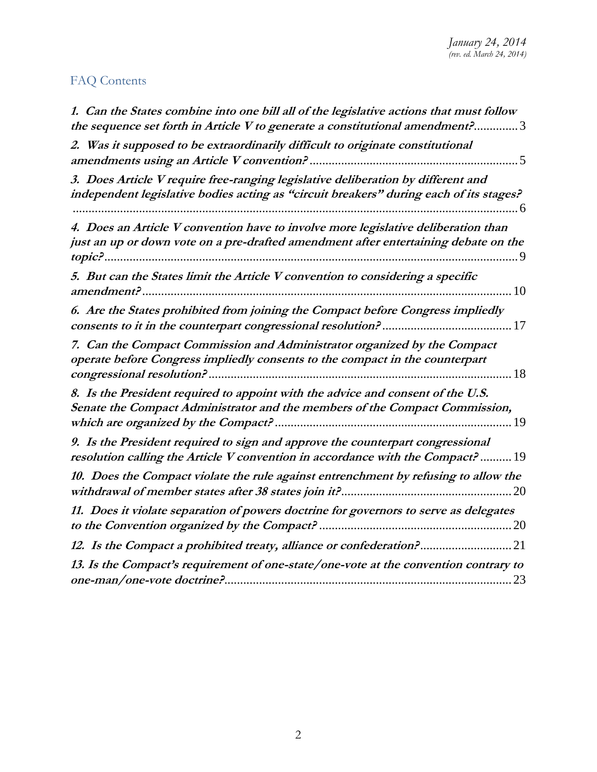*January 24, 2014*
*(rev. ed. March 24, 2014)*

## FAQ Contents

***1. Can the States combine into one bill all of the legislative actions that must follow the sequence set forth in Article V to generate a constitutional amendment?*** .............. 3

***2. Was it supposed to be extraordinarily difficult to originate constitutional amendments using an Article V convention?*** .................................................................. 5

***3. Does Article V require free-ranging legislative deliberation by different and independent legislative bodies acting as "circuit breakers" during each of its stages?*** ............................................................................................................................... 6

***4. Does an Article V convention have to involve more legislative deliberation than just an up or down vote on a pre-drafted amendment after entertaining debate on the topic?*** .................................................................................................................... 9

***5. But can the States limit the Article V convention to considering a specific amendment?*** ..................................................................................................... 10

***6. Are the States prohibited from joining the Compact before Congress impliedly consents to it in the counterpart congressional resolution?*** ......................................... 17

***7. Can the Compact Commission and Administrator organized by the Compact operate before Congress impliedly consents to the compact in the counterpart congressional resolution?*** ................................................................................. 18

***8. Is the President required to appoint with the advice and consent of the U.S. Senate the Compact Administrator and the members of the Compact Commission, which are organized by the Compact?*** ........................................................................... 19

***9. Is the President required to sign and approve the counterpart congressional resolution calling the Article V convention in accordance with the Compact?*** .......... 19

***10. Does the Compact violate the rule against entrenchment by refusing to allow the withdrawal of member states after 38 states join it?*** ...................................................... 20

***11. Does it violate separation of powers doctrine for governors to serve as delegates to the Convention organized by the Compact?*** ............................................................. 20

***12. Is the Compact a prohibited treaty, alliance or confederation?*** ............................. 21

***13. Is the Compact's requirement of one-state/one-vote at the convention contrary to one-man/one-vote doctrine?*** ........................................................................................... 23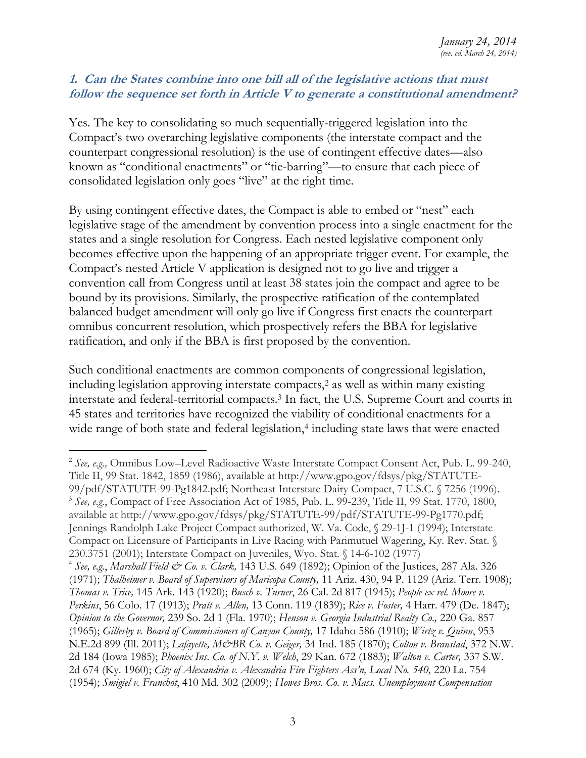*January 24, 2014*
*(rev. ed. March 24, 2014)*

### ***1. Can the States combine into one bill all of the legislative actions that must follow the sequence set forth in Article V to generate a constitutional amendment?***

Yes. The key to consolidating so much sequentially-triggered legislation into the Compact's two overarching legislative components (the interstate compact and the counterpart congressional resolution) is the use of contingent effective dates—also known as "conditional enactments" or "tie-barring"—to ensure that each piece of consolidated legislation only goes "live" at the right time.

By using contingent effective dates, the Compact is able to embed or "nest" each legislative stage of the amendment by convention process into a single enactment for the states and a single resolution for Congress. Each nested legislative component only becomes effective upon the happening of an appropriate trigger event. For example, the Compact's nested Article V application is designed not to go live and trigger a convention call from Congress until at least 38 states join the compact and agree to be bound by its provisions. Similarly, the prospective ratification of the contemplated balanced budget amendment will only go live if Congress first enacts the counterpart omnibus concurrent resolution, which prospectively refers the BBA for legislative ratification, and only if the BBA is first proposed by the convention.

Such conditional enactments are common components of congressional legislation, including legislation approving interstate compacts,[2] as well as within many existing interstate and federal-territorial compacts.[3] In fact, the U.S. Supreme Court and courts in 45 states and territories have recognized the viability of conditional enactments for a wide range of both state and federal legislation,[4] including state laws that were enacted

---

[2] *See, e.g.,* Omnibus Low–Level Radioactive Waste Interstate Compact Consent Act, Pub. L. 99-240, Title II, 99 Stat. 1842, 1859 (1986), available at http://www.gpo.gov/fdsys/pkg/STATUTE-99/pdf/STATUTE-99-Pg1842.pdf; Northeast Interstate Dairy Compact, 7 U.S.C. § 7256 (1996).

[3] *See, e.g.,* Compact of Free Association Act of 1985, Pub. L. 99-239, Title II, 99 Stat. 1770, 1800, available at http://www.gpo.gov/fdsys/pkg/STATUTE-99/pdf/STATUTE-99-Pg1770.pdf; Jennings Randolph Lake Project Compact authorized, W. Va. Code, § 29-1J-1 (1994); Interstate Compact on Licensure of Participants in Live Racing with Parimutuel Wagering, Ky. Rev. Stat. § 230.3751 (2001); Interstate Compact on Juveniles, Wyo. Stat. § 14-6-102 (1977)

[4] *See, e.g.*, *Marshall Field & Co. v. Clark,* 143 U.S. 649 (1892); Opinion of the Justices, 287 Ala. 326 (1971); *Thalheimer v. Board of Supervisors of Maricopa County,* 11 Ariz. 430, 94 P. 1129 (Ariz. Terr. 1908); *Thomas v. Trice,* 145 Ark. 143 (1920); *Busch v. Turner*, 26 Cal. 2d 817 (1945); *People ex rel. Moore v. Perkins*, 56 Colo. 17 (1913); *Pratt v. Allen,* 13 Conn. 119 (1839); *Rice v. Foster,* 4 Harr. 479 (De. 1847); *Opinion to the Governor,* 239 So. 2d 1 (Fla. 1970); *Henson v. Georgia Industrial Realty Co.,* 220 Ga. 857 (1965); *Gillesby v. Board of Commissioners of Canyon County,* 17 Idaho 586 (1910); *Wirtz v. Quinn*, 953 N.E.2d 899 (Ill. 2011); *Lafayette, M&BR Co. v. Geiger,* 34 Ind. 185 (1870); *Colton v. Branstad*, 372 N.W. 2d 184 (Iowa 1985); *Phoenix Ins. Co. of N.Y. v. Welch*, 29 Kan. 672 (1883); *Walton v. Carter,* 337 S.W. 2d 674 (Ky. 1960); *City of Alexandria v. Alexandria Fire Fighters Ass'n, Local No. 540,* 220 La. 754 (1954); *Smigiel v. Franchot*, 410 Md. 302 (2009); *Howes Bros. Co. v. Mass. Unemployment Compensation*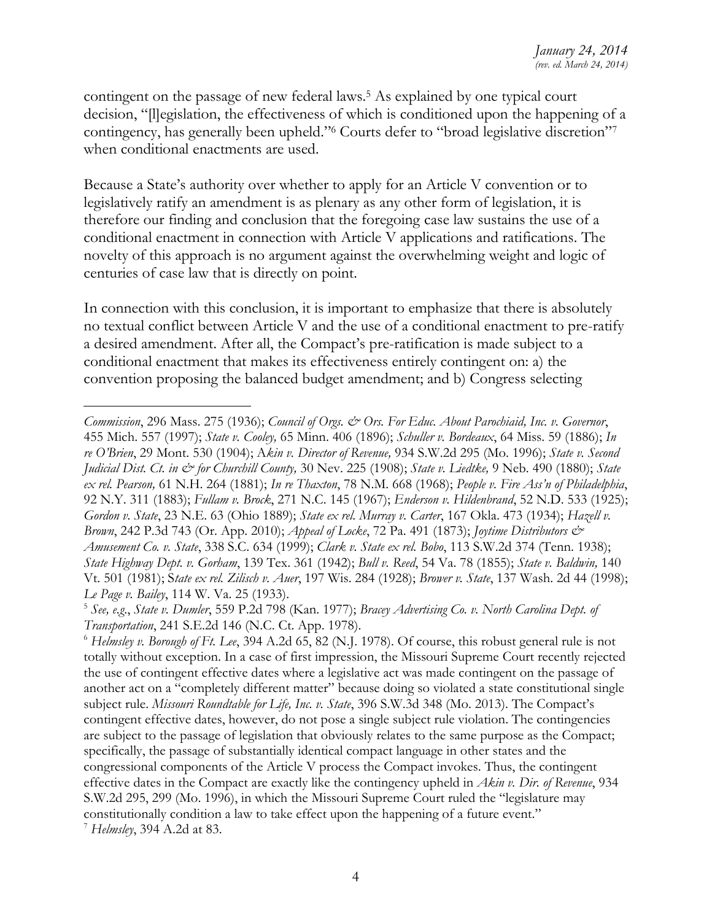contingent on the passage of new federal laws.[5] As explained by one typical court decision, "[l]egislation, the effectiveness of which is conditioned upon the happening of a contingency, has generally been upheld."[6] Courts defer to "broad legislative discretion"[7] when conditional enactments are used.

Because a State's authority over whether to apply for an Article V convention or to legislatively ratify an amendment is as plenary as any other form of legislation, it is therefore our finding and conclusion that the foregoing case law sustains the use of a conditional enactment in connection with Article V applications and ratifications. The novelty of this approach is no argument against the overwhelming weight and logic of centuries of case law that is directly on point.

In connection with this conclusion, it is important to emphasize that there is absolutely no textual conflict between Article V and the use of a conditional enactment to pre-ratify a desired amendment. After all, the Compact's pre-ratification is made subject to a conditional enactment that makes its effectiveness entirely contingent on: a) the convention proposing the balanced budget amendment; and b) Congress selecting

---

*Commission*, 296 Mass. 275 (1936); *Council of Orgs. & Ors. For Educ. About Parochiaid, Inc. v. Governor*, 455 Mich. 557 (1997); *State v. Cooley,* 65 Minn. 406 (1896); *Schuller v. Bordeaux*, 64 Miss. 59 (1886); *In re O'Brien*, 29 Mont. 530 (1904); *Akin v. Director of Revenue,* 934 S.W.2d 295 (Mo. 1996); *State v. Second Judicial Dist. Ct. in & for Churchill County,* 30 Nev. 225 (1908); *State v. Liedtke,* 9 Neb. 490 (1880); *State ex rel. Pearson,* 61 N.H. 264 (1881); *In re Thaxton*, 78 N.M. 668 (1968); *People v. Fire Ass'n of Philadelphia*, 92 N.Y. 311 (1883); *Fullam v. Brock*, 271 N.C. 145 (1967); *Enderson v. Hildenbrand*, 52 N.D. 533 (1925); *Gordon v. State*, 23 N.E. 63 (Ohio 1889); *State ex rel. Murray v. Carter*, 167 Okla. 473 (1934); *Hazell v. Brown*, 242 P.3d 743 (Or. App. 2010); *Appeal of Locke*, 72 Pa. 491 (1873); *Joytime Distributors & Amusement Co. v. State*, 338 S.C. 634 (1999); *Clark v. State ex rel. Bobo*, 113 S.W.2d 374 (Tenn. 1938); *State Highway Dept. v. Gorham*, 139 Tex. 361 (1942); *Bull v. Reed*, 54 Va. 78 (1855); *State v. Baldwin,* 140 Vt. 501 (1981); *State ex rel. Zilisch v. Auer*, 197 Wis. 284 (1928); *Brower v. State*, 137 Wash. 2d 44 (1998); *Le Page v. Bailey*, 114 W. Va. 25 (1933).

[5] *See, e.g.*, *State v. Dumler*, 559 P.2d 798 (Kan. 1977); *Bracey Advertising Co. v. North Carolina Dept. of Transportation*, 241 S.E.2d 146 (N.C. Ct. App. 1978).

[6] *Helmsley v. Borough of Ft. Lee*, 394 A.2d 65, 82 (N.J. 1978). Of course, this robust general rule is not totally without exception. In a case of first impression, the Missouri Supreme Court recently rejected the use of contingent effective dates where a legislative act was made contingent on the passage of another act on a "completely different matter" because doing so violated a state constitutional single subject rule. *Missouri Roundtable for Life, Inc. v. State*, 396 S.W.3d 348 (Mo. 2013). The Compact's contingent effective dates, however, do not pose a single subject rule violation. The contingencies are subject to the passage of legislation that obviously relates to the same purpose as the Compact; specifically, the passage of substantially identical compact language in other states and the congressional components of the Article V process the Compact invokes. Thus, the contingent effective dates in the Compact are exactly like the contingency upheld in *Akin v. Dir. of Revenue*, 934 S.W.2d 295, 299 (Mo. 1996), in which the Missouri Supreme Court ruled the "legislature may constitutionally condition a law to take effect upon the happening of a future event."

[7] *Helmsley*, 394 A.2d at 83.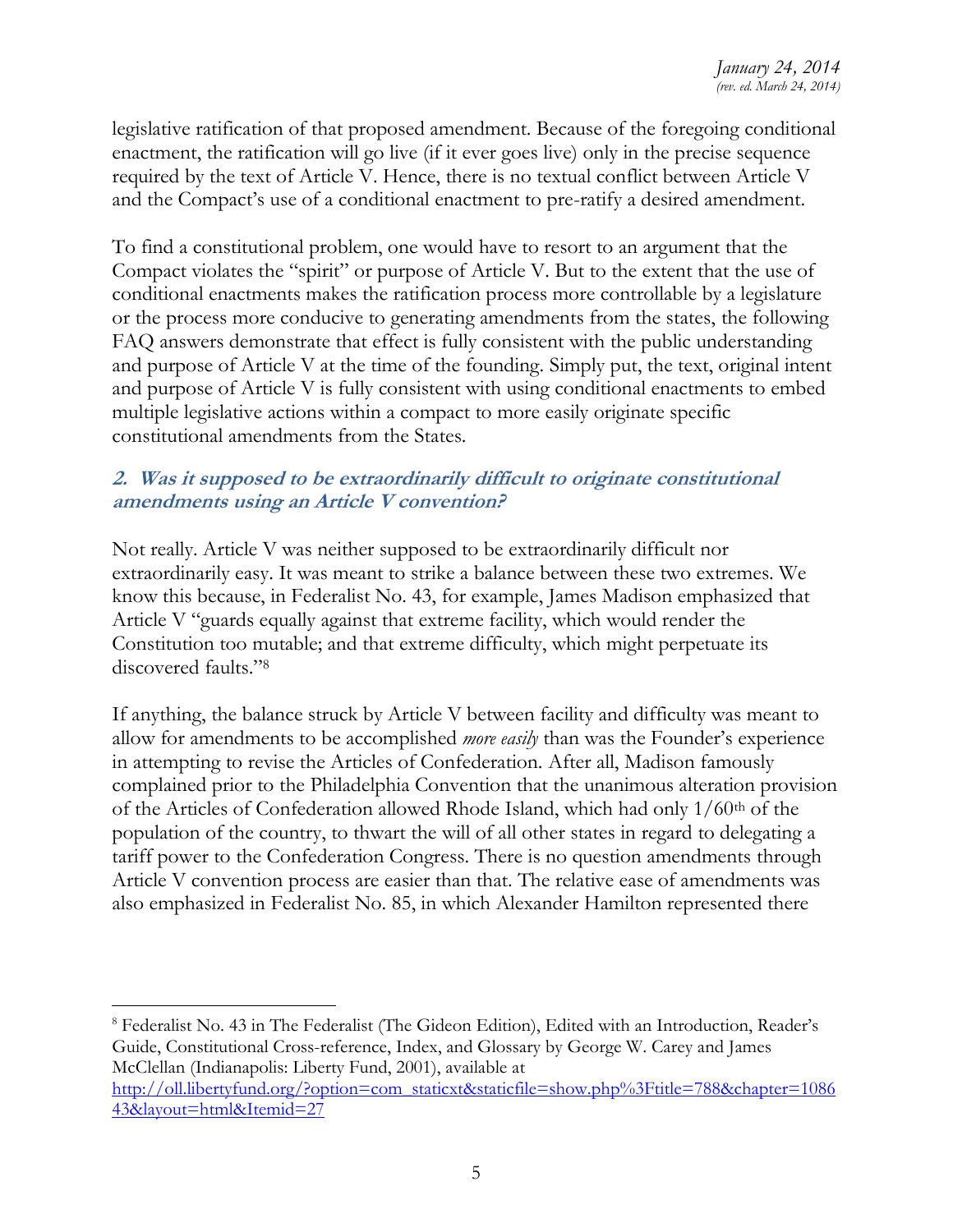legislative ratification of that proposed amendment. Because of the foregoing conditional enactment, the ratification will go live (if it ever goes live) only in the precise sequence required by the text of Article V. Hence, there is no textual conflict between Article V and the Compact's use of a conditional enactment to pre-ratify a desired amendment.

To find a constitutional problem, one would have to resort to an argument that the Compact violates the "spirit" or purpose of Article V. But to the extent that the use of conditional enactments makes the ratification process more controllable by a legislature or the process more conducive to generating amendments from the states, the following FAQ answers demonstrate that effect is fully consistent with the public understanding and purpose of Article V at the time of the founding. Simply put, the text, original intent and purpose of Article V is fully consistent with using conditional enactments to embed multiple legislative actions within a compact to more easily originate specific constitutional amendments from the States.

### *2. Was it supposed to be extraordinarily difficult to originate constitutional amendments using an Article V convention?*

Not really. Article V was neither supposed to be extraordinarily difficult nor extraordinarily easy. It was meant to strike a balance between these two extremes. We know this because, in Federalist No. 43, for example, James Madison emphasized that Article V "guards equally against that extreme facility, which would render the Constitution too mutable; and that extreme difficulty, which might perpetuate its discovered faults."[8]

If anything, the balance struck by Article V between facility and difficulty was meant to allow for amendments to be accomplished *more easily* than was the Founder's experience in attempting to revise the Articles of Confederation. After all, Madison famously complained prior to the Philadelphia Convention that the unanimous alteration provision of the Articles of Confederation allowed Rhode Island, which had only 1/60th of the population of the country, to thwart the will of all other states in regard to delegating a tariff power to the Confederation Congress. There is no question amendments through Article V convention process are easier than that. The relative ease of amendments was also emphasized in Federalist No. 85, in which Alexander Hamilton represented there

---

[8] Federalist No. 43 in The Federalist (The Gideon Edition), Edited with an Introduction, Reader's Guide, Constitutional Cross-reference, Index, and Glossary by George W. Carey and James McClellan (Indianapolis: Liberty Fund, 2001), available at http://oll.libertyfund.org/?option=com_staticxt&staticfile=show.php%3Ftitle=788&chapter=108643&layout=html&Itemid=27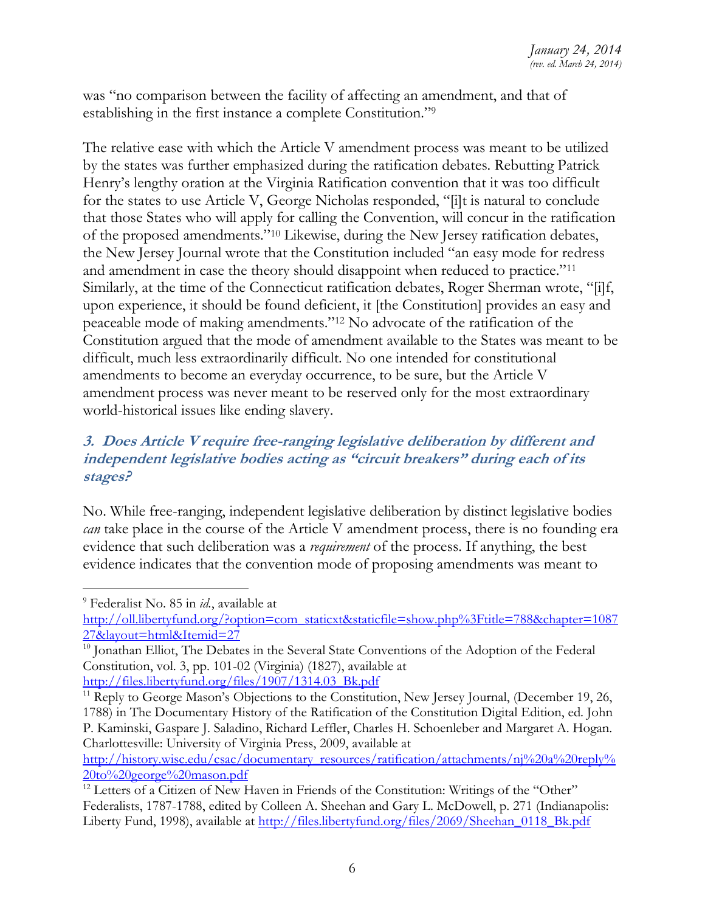was "no comparison between the facility of affecting an amendment, and that of establishing in the first instance a complete Constitution."[9]

The relative ease with which the Article V amendment process was meant to be utilized by the states was further emphasized during the ratification debates. Rebutting Patrick Henry's lengthy oration at the Virginia Ratification convention that it was too difficult for the states to use Article V, George Nicholas responded, "[i]t is natural to conclude that those States who will apply for calling the Convention, will concur in the ratification of the proposed amendments."[10] Likewise, during the New Jersey ratification debates, the New Jersey Journal wrote that the Constitution included "an easy mode for redress and amendment in case the theory should disappoint when reduced to practice."[11] Similarly, at the time of the Connecticut ratification debates, Roger Sherman wrote, "[i]f, upon experience, it should be found deficient, it [the Constitution] provides an easy and peaceable mode of making amendments."[12] No advocate of the ratification of the Constitution argued that the mode of amendment available to the States was meant to be difficult, much less extraordinarily difficult. No one intended for constitutional amendments to become an everyday occurrence, to be sure, but the Article V amendment process was never meant to be reserved only for the most extraordinary world-historical issues like ending slavery.

### *3. Does Article V require free-ranging legislative deliberation by different and independent legislative bodies acting as "circuit breakers" during each of its stages?*

No. While free-ranging, independent legislative deliberation by distinct legislative bodies *can* take place in the course of the Article V amendment process, there is no founding era evidence that such deliberation was a *requirement* of the process. If anything, the best evidence indicates that the convention mode of proposing amendments was meant to

---

[9] Federalist No. 85 in *id.*, available at http://oll.libertyfund.org/?option=com_staticxt&staticfile=show.php%3Ftitle=788&chapter=108727&layout=html&Itemid=27

[10] Jonathan Elliot, The Debates in the Several State Conventions of the Adoption of the Federal Constitution, vol. 3, pp. 101-02 (Virginia) (1827), available at http://files.libertyfund.org/files/1907/1314.03_Bk.pdf

[11] Reply to George Mason's Objections to the Constitution, New Jersey Journal, (December 19, 26, 1788) in The Documentary History of the Ratification of the Constitution Digital Edition, ed. John P. Kaminski, Gaspare J. Saladino, Richard Leffler, Charles H. Schoenleber and Margaret A. Hogan. Charlottesville: University of Virginia Press, 2009, available at http://history.wisc.edu/csac/documentary_resources/ratification/attachments/nj%20a%20reply%20to%20george%20mason.pdf

[12] Letters of a Citizen of New Haven in Friends of the Constitution: Writings of the "Other" Federalists, 1787-1788, edited by Colleen A. Sheehan and Gary L. McDowell, p. 271 (Indianapolis: Liberty Fund, 1998), available at http://files.libertyfund.org/files/2069/Sheehan_0118_Bk.pdf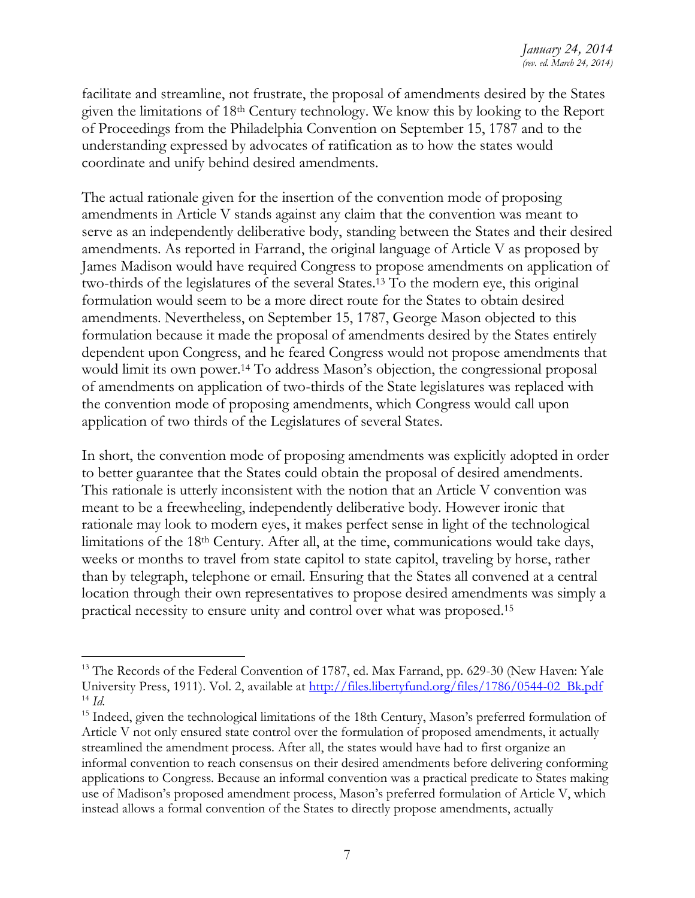facilitate and streamline, not frustrate, the proposal of amendments desired by the States given the limitations of 18th Century technology. We know this by looking to the Report of Proceedings from the Philadelphia Convention on September 15, 1787 and to the understanding expressed by advocates of ratification as to how the states would coordinate and unify behind desired amendments.

The actual rationale given for the insertion of the convention mode of proposing amendments in Article V stands against any claim that the convention was meant to serve as an independently deliberative body, standing between the States and their desired amendments. As reported in Farrand, the original language of Article V as proposed by James Madison would have required Congress to propose amendments on application of two-thirds of the legislatures of the several States.[13] To the modern eye, this original formulation would seem to be a more direct route for the States to obtain desired amendments. Nevertheless, on September 15, 1787, George Mason objected to this formulation because it made the proposal of amendments desired by the States entirely dependent upon Congress, and he feared Congress would not propose amendments that would limit its own power.[14] To address Mason's objection, the congressional proposal of amendments on application of two-thirds of the State legislatures was replaced with the convention mode of proposing amendments, which Congress would call upon application of two thirds of the Legislatures of several States.

In short, the convention mode of proposing amendments was explicitly adopted in order to better guarantee that the States could obtain the proposal of desired amendments. This rationale is utterly inconsistent with the notion that an Article V convention was meant to be a freewheeling, independently deliberative body. However ironic that rationale may look to modern eyes, it makes perfect sense in light of the technological limitations of the 18th Century. After all, at the time, communications would take days, weeks or months to travel from state capitol to state capitol, traveling by horse, rather than by telegraph, telephone or email. Ensuring that the States all convened at a central location through their own representatives to propose desired amendments was simply a practical necessity to ensure unity and control over what was proposed.[15]

---

[13] The Records of the Federal Convention of 1787, ed. Max Farrand, pp. 629-30 (New Haven: Yale University Press, 1911). Vol. 2, available at http://files.libertyfund.org/files/1786/0544-02_Bk.pdf

[14] *Id.*

[15] Indeed, given the technological limitations of the 18th Century, Mason's preferred formulation of Article V not only ensured state control over the formulation of proposed amendments, it actually streamlined the amendment process. After all, the states would have had to first organize an informal convention to reach consensus on their desired amendments before delivering conforming applications to Congress. Because an informal convention was a practical predicate to States making use of Madison's proposed amendment process, Mason's preferred formulation of Article V, which instead allows a formal convention of the States to directly propose amendments, actually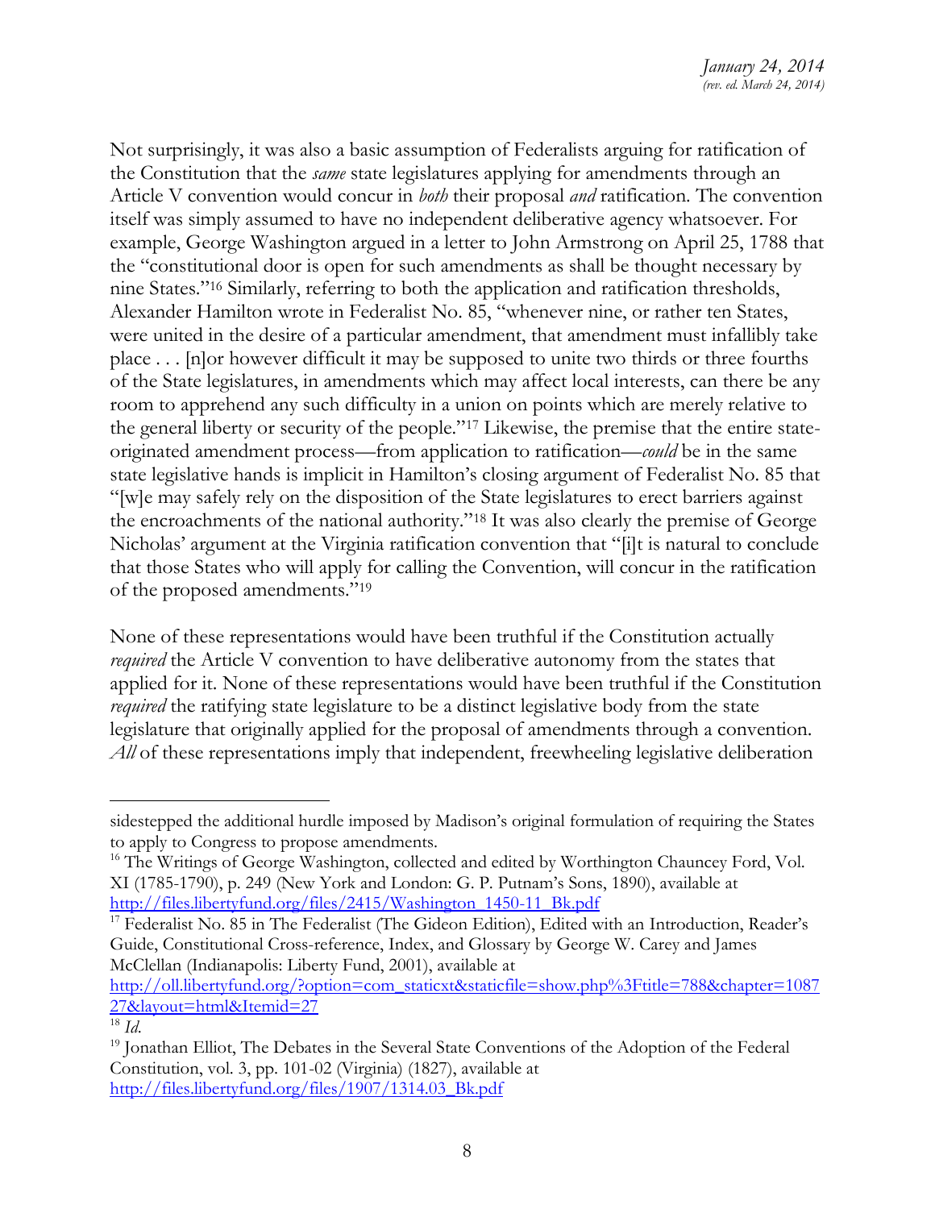Not surprisingly, it was also a basic assumption of Federalists arguing for ratification of the Constitution that the *same* state legislatures applying for amendments through an Article V convention would concur in *both* their proposal *and* ratification. The convention itself was simply assumed to have no independent deliberative agency whatsoever. For example, George Washington argued in a letter to John Armstrong on April 25, 1788 that the "constitutional door is open for such amendments as shall be thought necessary by nine States."[16] Similarly, referring to both the application and ratification thresholds, Alexander Hamilton wrote in Federalist No. 85, "whenever nine, or rather ten States, were united in the desire of a particular amendment, that amendment must infallibly take place . . . [n]or however difficult it may be supposed to unite two thirds or three fourths of the State legislatures, in amendments which may affect local interests, can there be any room to apprehend any such difficulty in a union on points which are merely relative to the general liberty or security of the people."[17] Likewise, the premise that the entire state-originated amendment process—from application to ratification—*could* be in the same state legislative hands is implicit in Hamilton's closing argument of Federalist No. 85 that "[w]e may safely rely on the disposition of the State legislatures to erect barriers against the encroachments of the national authority."[18] It was also clearly the premise of George Nicholas' argument at the Virginia ratification convention that "[i]t is natural to conclude that those States who will apply for calling the Convention, will concur in the ratification of the proposed amendments."[19]

None of these representations would have been truthful if the Constitution actually *required* the Article V convention to have deliberative autonomy from the states that applied for it. None of these representations would have been truthful if the Constitution *required* the ratifying state legislature to be a distinct legislative body from the state legislature that originally applied for the proposal of amendments through a convention. *All* of these representations imply that independent, freewheeling legislative deliberation

---

sidestepped the additional hurdle imposed by Madison's original formulation of requiring the States to apply to Congress to propose amendments.

[16] The Writings of George Washington, collected and edited by Worthington Chauncey Ford, Vol. XI (1785-1790), p. 249 (New York and London: G. P. Putnam's Sons, 1890), available at http://files.libertyfund.org/files/2415/Washington_1450-11_Bk.pdf

[17] Federalist No. 85 in The Federalist (The Gideon Edition), Edited with an Introduction, Reader's Guide, Constitutional Cross-reference, Index, and Glossary by George W. Carey and James McClellan (Indianapolis: Liberty Fund, 2001), available at http://oll.libertyfund.org/?option=com_staticxt&staticfile=show.php%3Ftitle=788&chapter=108727&layout=html&Itemid=27

[18] *Id.*

[19] Jonathan Elliot, The Debates in the Several State Conventions of the Adoption of the Federal Constitution, vol. 3, pp. 101-02 (Virginia) (1827), available at http://files.libertyfund.org/files/1907/1314.03_Bk.pdf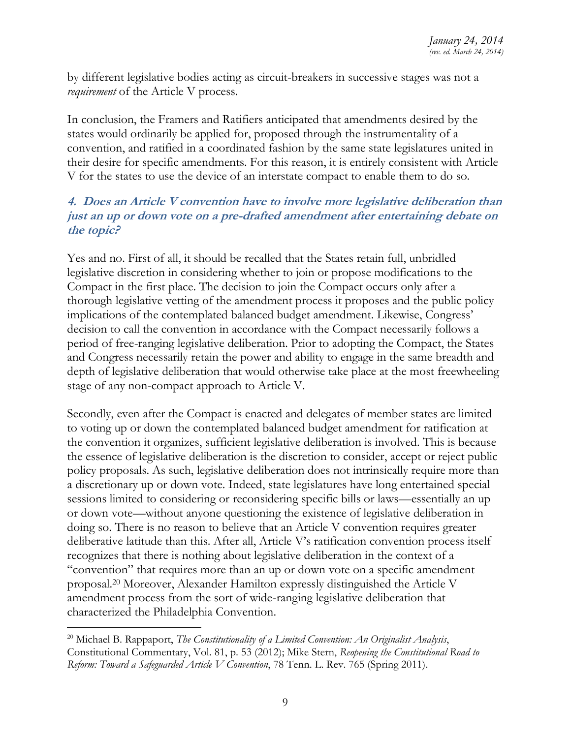by different legislative bodies acting as circuit-breakers in successive stages was not a *requirement* of the Article V process.

In conclusion, the Framers and Ratifiers anticipated that amendments desired by the states would ordinarily be applied for, proposed through the instrumentality of a convention, and ratified in a coordinated fashion by the same state legislatures united in their desire for specific amendments. For this reason, it is entirely consistent with Article V for the states to use the device of an interstate compact to enable them to do so.

### 4. Does an Article V convention have to involve more legislative deliberation than just an up or down vote on a pre-drafted amendment after entertaining debate on the topic?

Yes and no. First of all, it should be recalled that the States retain full, unbridled legislative discretion in considering whether to join or propose modifications to the Compact in the first place. The decision to join the Compact occurs only after a thorough legislative vetting of the amendment process it proposes and the public policy implications of the contemplated balanced budget amendment. Likewise, Congress' decision to call the convention in accordance with the Compact necessarily follows a period of free-ranging legislative deliberation. Prior to adopting the Compact, the States and Congress necessarily retain the power and ability to engage in the same breadth and depth of legislative deliberation that would otherwise take place at the most freewheeling stage of any non-compact approach to Article V.

Secondly, even after the Compact is enacted and delegates of member states are limited to voting up or down the contemplated balanced budget amendment for ratification at the convention it organizes, sufficient legislative deliberation is involved. This is because the essence of legislative deliberation is the discretion to consider, accept or reject public policy proposals. As such, legislative deliberation does not intrinsically require more than a discretionary up or down vote. Indeed, state legislatures have long entertained special sessions limited to considering or reconsidering specific bills or laws—essentially an up or down vote—without anyone questioning the existence of legislative deliberation in doing so. There is no reason to believe that an Article V convention requires greater deliberative latitude than this. After all, Article V's ratification convention process itself recognizes that there is nothing about legislative deliberation in the context of a "convention" that requires more than an up or down vote on a specific amendment proposal.[20] Moreover, Alexander Hamilton expressly distinguished the Article V amendment process from the sort of wide-ranging legislative deliberation that characterized the Philadelphia Convention.

---

[20] Michael B. Rappaport, *The Constitutionality of a Limited Convention: An Originalist Analysis*, Constitutional Commentary, Vol. 81, p. 53 (2012); Mike Stern, *Reopening the Constitutional Road to Reform: Toward a Safeguarded Article V Convention*, 78 Tenn. L. Rev. 765 (Spring 2011).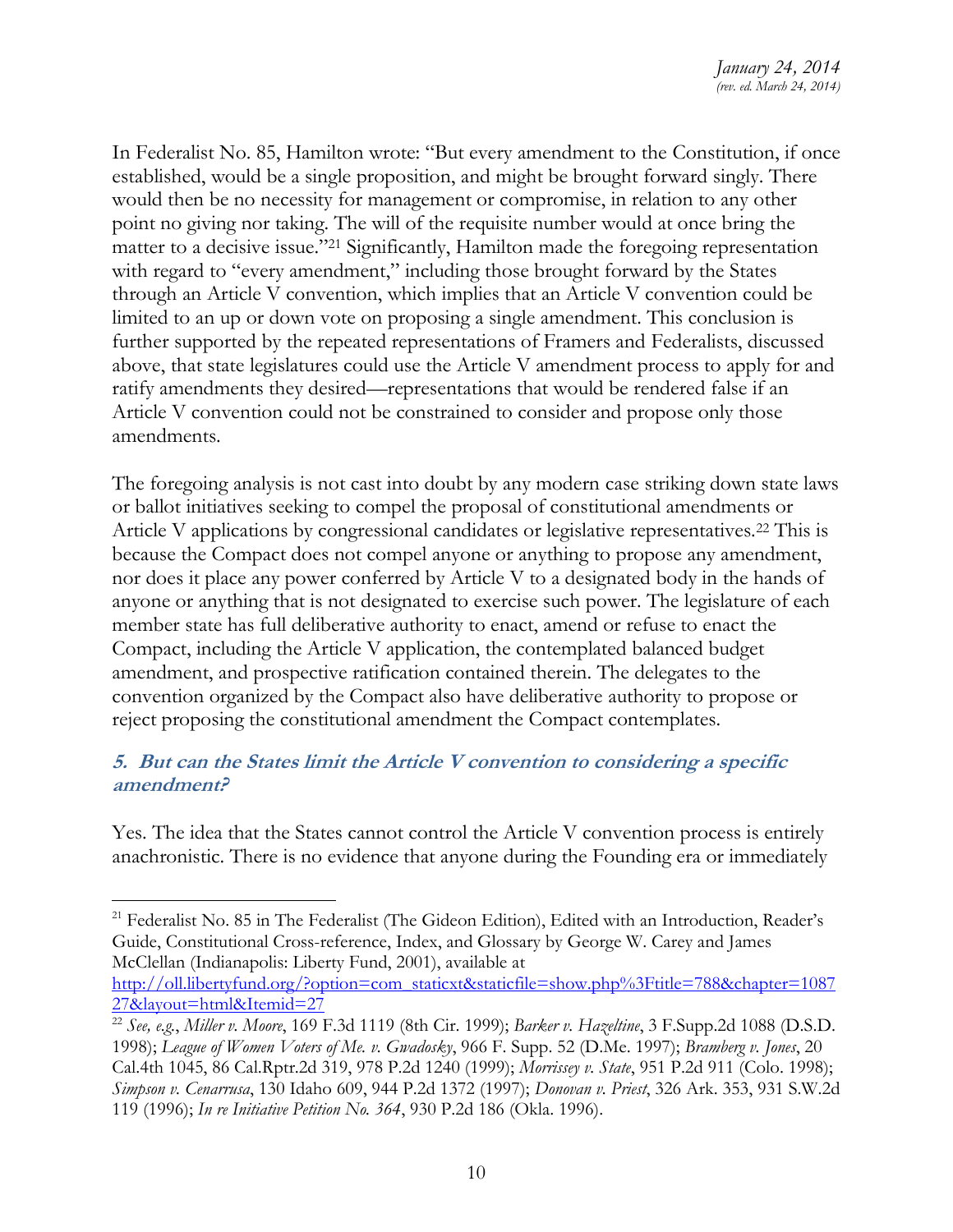In Federalist No. 85, Hamilton wrote: "But every amendment to the Constitution, if once established, would be a single proposition, and might be brought forward singly. There would then be no necessity for management or compromise, in relation to any other point no giving nor taking. The will of the requisite number would at once bring the matter to a decisive issue."[21] Significantly, Hamilton made the foregoing representation with regard to "every amendment," including those brought forward by the States through an Article V convention, which implies that an Article V convention could be limited to an up or down vote on proposing a single amendment. This conclusion is further supported by the repeated representations of Framers and Federalists, discussed above, that state legislatures could use the Article V amendment process to apply for and ratify amendments they desired—representations that would be rendered false if an Article V convention could not be constrained to consider and propose only those amendments.

The foregoing analysis is not cast into doubt by any modern case striking down state laws or ballot initiatives seeking to compel the proposal of constitutional amendments or Article V applications by congressional candidates or legislative representatives.[22] This is because the Compact does not compel anyone or anything to propose any amendment, nor does it place any power conferred by Article V to a designated body in the hands of anyone or anything that is not designated to exercise such power. The legislature of each member state has full deliberative authority to enact, amend or refuse to enact the Compact, including the Article V application, the contemplated balanced budget amendment, and prospective ratification contained therein. The delegates to the convention organized by the Compact also have deliberative authority to propose or reject proposing the constitutional amendment the Compact contemplates.

### *5. But can the States limit the Article V convention to considering a specific amendment?*

Yes. The idea that the States cannot control the Article V convention process is entirely anachronistic. There is no evidence that anyone during the Founding era or immediately

---

[21] Federalist No. 85 in The Federalist (The Gideon Edition), Edited with an Introduction, Reader's Guide, Constitutional Cross-reference, Index, and Glossary by George W. Carey and James McClellan (Indianapolis: Liberty Fund, 2001), available at http://oll.libertyfund.org/?option=com_staticxt&staticfile=show.php%3Ftitle=788&chapter=108727&layout=html&Itemid=27

[22] *See, e.g.*, *Miller v. Moore*, 169 F.3d 1119 (8th Cir. 1999); *Barker v. Hazeltine*, 3 F.Supp.2d 1088 (D.S.D. 1998); *League of Women Voters of Me. v. Gwadosky*, 966 F. Supp. 52 (D.Me. 1997); *Bramberg v. Jones*, 20 Cal.4th 1045, 86 Cal.Rptr.2d 319, 978 P.2d 1240 (1999); *Morrissey v. State*, 951 P.2d 911 (Colo. 1998); *Simpson v. Cenarrusa*, 130 Idaho 609, 944 P.2d 1372 (1997); *Donovan v. Priest*, 326 Ark. 353, 931 S.W.2d 119 (1996); *In re Initiative Petition No. 364*, 930 P.2d 186 (Okla. 1996).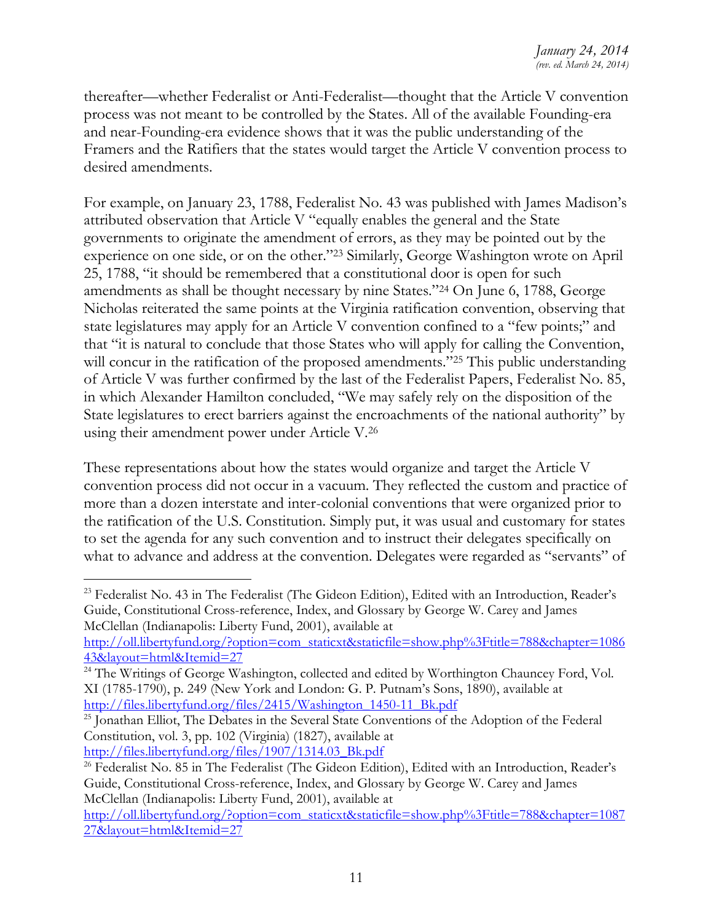thereafter—whether Federalist or Anti-Federalist—thought that the Article V convention process was not meant to be controlled by the States. All of the available Founding-era and near-Founding-era evidence shows that it was the public understanding of the Framers and the Ratifiers that the states would target the Article V convention process to desired amendments.

For example, on January 23, 1788, Federalist No. 43 was published with James Madison's attributed observation that Article V "equally enables the general and the State governments to originate the amendment of errors, as they may be pointed out by the experience on one side, or on the other."[23] Similarly, George Washington wrote on April 25, 1788, "it should be remembered that a constitutional door is open for such amendments as shall be thought necessary by nine States."[24] On June 6, 1788, George Nicholas reiterated the same points at the Virginia ratification convention, observing that state legislatures may apply for an Article V convention confined to a "few points;" and that "it is natural to conclude that those States who will apply for calling the Convention, will concur in the ratification of the proposed amendments."[25] This public understanding of Article V was further confirmed by the last of the Federalist Papers, Federalist No. 85, in which Alexander Hamilton concluded, "We may safely rely on the disposition of the State legislatures to erect barriers against the encroachments of the national authority" by using their amendment power under Article V.[26]

These representations about how the states would organize and target the Article V convention process did not occur in a vacuum. They reflected the custom and practice of more than a dozen interstate and inter-colonial conventions that were organized prior to the ratification of the U.S. Constitution. Simply put, it was usual and customary for states to set the agenda for any such convention and to instruct their delegates specifically on what to advance and address at the convention. Delegates were regarded as "servants" of

---

[23] Federalist No. 43 in The Federalist (The Gideon Edition), Edited with an Introduction, Reader's Guide, Constitutional Cross-reference, Index, and Glossary by George W. Carey and James McClellan (Indianapolis: Liberty Fund, 2001), available at http://oll.libertyfund.org/?option=com_staticxt&staticfile=show.php%3Ftitle=788&chapter=108643&layout=html&Itemid=27

[24] The Writings of George Washington, collected and edited by Worthington Chauncey Ford, Vol. XI (1785-1790), p. 249 (New York and London: G. P. Putnam's Sons, 1890), available at http://files.libertyfund.org/files/2415/Washington_1450-11_Bk.pdf

[25] Jonathan Elliot, The Debates in the Several State Conventions of the Adoption of the Federal Constitution, vol. 3, pp. 102 (Virginia) (1827), available at http://files.libertyfund.org/files/1907/1314.03_Bk.pdf

[26] Federalist No. 85 in The Federalist (The Gideon Edition), Edited with an Introduction, Reader's Guide, Constitutional Cross-reference, Index, and Glossary by George W. Carey and James McClellan (Indianapolis: Liberty Fund, 2001), available at http://oll.libertyfund.org/?option=com_staticxt&staticfile=show.php%3Ftitle=788&chapter=108727&layout=html&Itemid=27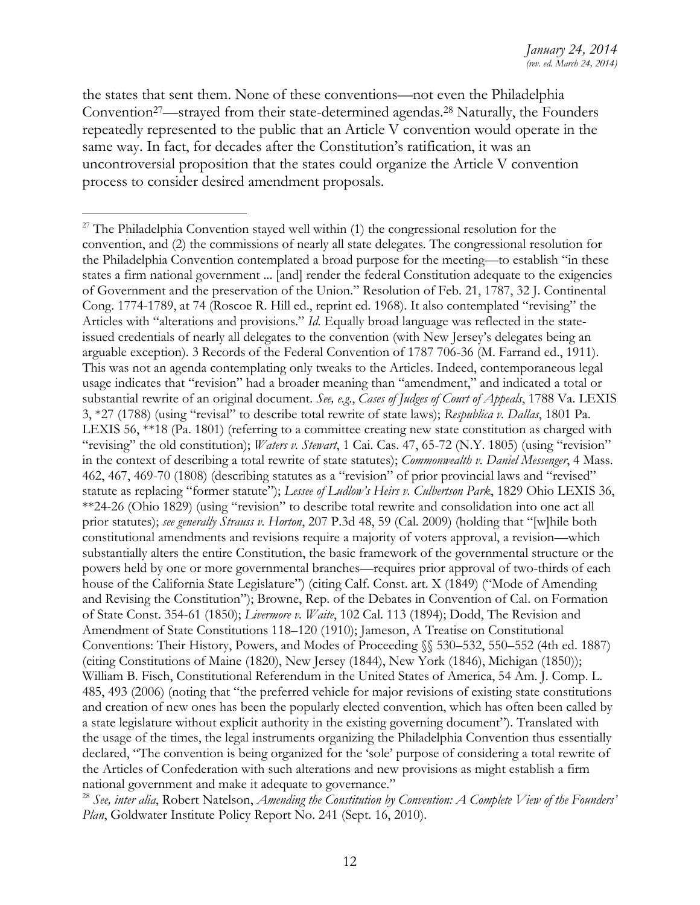the states that sent them. None of these conventions—not even the Philadelphia Convention[27]—strayed from their state-determined agendas.[28] Naturally, the Founders repeatedly represented to the public that an Article V convention would operate in the same way. In fact, for decades after the Constitution's ratification, it was an uncontroversial proposition that the states could organize the Article V convention process to consider desired amendment proposals.

---

[27] The Philadelphia Convention stayed well within (1) the congressional resolution for the convention, and (2) the commissions of nearly all state delegates. The congressional resolution for the Philadelphia Convention contemplated a broad purpose for the meeting—to establish "in these states a firm national government ... [and] render the federal Constitution adequate to the exigencies of Government and the preservation of the Union." Resolution of Feb. 21, 1787, 32 J. Continental Cong. 1774-1789, at 74 (Roscoe R. Hill ed., reprint ed. 1968). It also contemplated "revising" the Articles with "alterations and provisions." *Id.* Equally broad language was reflected in the state-issued credentials of nearly all delegates to the convention (with New Jersey's delegates being an arguable exception). 3 Records of the Federal Convention of 1787 706-36 (M. Farrand ed., 1911). This was not an agenda contemplating only tweaks to the Articles. Indeed, contemporaneous legal usage indicates that "revision" had a broader meaning than "amendment," and indicated a total or substantial rewrite of an original document. *See, e.g.*, *Cases of Judges of Court of Appeals*, 1788 Va. LEXIS 3, *27 (1788) (using "revisal" to describe total rewrite of state laws); *Respublica v. Dallas*, 1801 Pa. LEXIS 56, **18 (Pa. 1801) (referring to a committee creating new state constitution as charged with "revising" the old constitution); *Waters v. Stewart*, 1 Cai. Cas. 47, 65-72 (N.Y. 1805) (using "revision" in the context of describing a total rewrite of state statutes); *Commonwealth v. Daniel Messenger*, 4 Mass. 462, 467, 469-70 (1808) (describing statutes as a "revision" of prior provincial laws and "revised" statute as replacing "former statute"); *Lessee of Ludlow's Heirs v. Culbertson Park*, 1829 Ohio LEXIS 36, **24-26 (Ohio 1829) (using "revision" to describe total rewrite and consolidation into one act all prior statutes); *see generally Strauss v. Horton*, 207 P.3d 48, 59 (Cal. 2009) (holding that "[w]hile both constitutional amendments and revisions require a majority of voters approval, a revision—which substantially alters the entire Constitution, the basic framework of the governmental structure or the powers held by one or more governmental branches—requires prior approval of two-thirds of each house of the California State Legislature") (citing Calf. Const. art. X (1849) ("Mode of Amending and Revising the Constitution"); Browne, Rep. of the Debates in Convention of Cal. on Formation of State Const. 354-61 (1850); *Livermore v. Waite*, 102 Cal. 113 (1894); Dodd, The Revision and Amendment of State Constitutions 118–120 (1910); Jameson, A Treatise on Constitutional Conventions: Their History, Powers, and Modes of Proceeding §§ 530–532, 550–552 (4th ed. 1887) (citing Constitutions of Maine (1820), New Jersey (1844), New York (1846), Michigan (1850)); William B. Fisch, Constitutional Referendum in the United States of America, 54 Am. J. Comp. L. 485, 493 (2006) (noting that "the preferred vehicle for major revisions of existing state constitutions and creation of new ones has been the popularly elected convention, which has often been called by a state legislature without explicit authority in the existing governing document"). Translated with the usage of the times, the legal instruments organizing the Philadelphia Convention thus essentially declared, "The convention is being organized for the 'sole' purpose of considering a total rewrite of the Articles of Confederation with such alterations and new provisions as might establish a firm national government and make it adequate to governance."

[28] *See, inter alia*, Robert Natelson, *Amending the Constitution by Convention: A Complete View of the Founders' Plan*, Goldwater Institute Policy Report No. 241 (Sept. 16, 2010).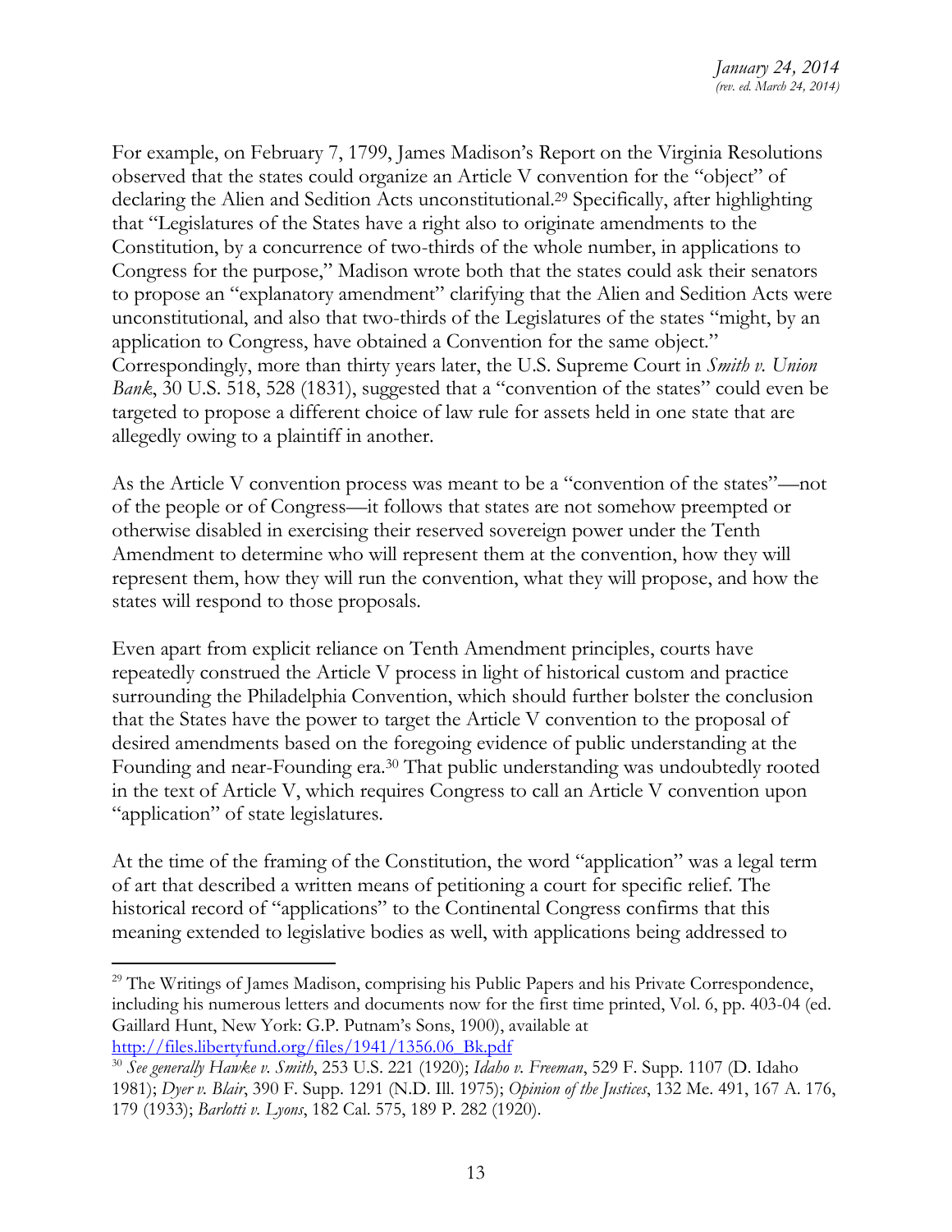For example, on February 7, 1799, James Madison's Report on the Virginia Resolutions observed that the states could organize an Article V convention for the "object" of declaring the Alien and Sedition Acts unconstitutional.[29] Specifically, after highlighting that "Legislatures of the States have a right also to originate amendments to the Constitution, by a concurrence of two-thirds of the whole number, in applications to Congress for the purpose," Madison wrote both that the states could ask their senators to propose an "explanatory amendment" clarifying that the Alien and Sedition Acts were unconstitutional, and also that two-thirds of the Legislatures of the states "might, by an application to Congress, have obtained a Convention for the same object." Correspondingly, more than thirty years later, the U.S. Supreme Court in *Smith v. Union Bank*, 30 U.S. 518, 528 (1831), suggested that a "convention of the states" could even be targeted to propose a different choice of law rule for assets held in one state that are allegedly owing to a plaintiff in another.

As the Article V convention process was meant to be a "convention of the states"—not of the people or of Congress—it follows that states are not somehow preempted or otherwise disabled in exercising their reserved sovereign power under the Tenth Amendment to determine who will represent them at the convention, how they will represent them, how they will run the convention, what they will propose, and how the states will respond to those proposals.

Even apart from explicit reliance on Tenth Amendment principles, courts have repeatedly construed the Article V process in light of historical custom and practice surrounding the Philadelphia Convention, which should further bolster the conclusion that the States have the power to target the Article V convention to the proposal of desired amendments based on the foregoing evidence of public understanding at the Founding and near-Founding era.[30] That public understanding was undoubtedly rooted in the text of Article V, which requires Congress to call an Article V convention upon "application" of state legislatures.

At the time of the framing of the Constitution, the word "application" was a legal term of art that described a written means of petitioning a court for specific relief. The historical record of "applications" to the Continental Congress confirms that this meaning extended to legislative bodies as well, with applications being addressed to

---

[29] The Writings of James Madison, comprising his Public Papers and his Private Correspondence, including his numerous letters and documents now for the first time printed, Vol. 6, pp. 403-04 (ed. Gaillard Hunt, New York: G.P. Putnam's Sons, 1900), available at http://files.libertyfund.org/files/1941/1356.06_Bk.pdf

[30] *See generally Hawke v. Smith*, 253 U.S. 221 (1920); *Idaho v. Freeman*, 529 F. Supp. 1107 (D. Idaho 1981); *Dyer v. Blair*, 390 F. Supp. 1291 (N.D. Ill. 1975); *Opinion of the Justices*, 132 Me. 491, 167 A. 176, 179 (1933); *Barlotti v. Lyons*, 182 Cal. 575, 189 P. 282 (1920).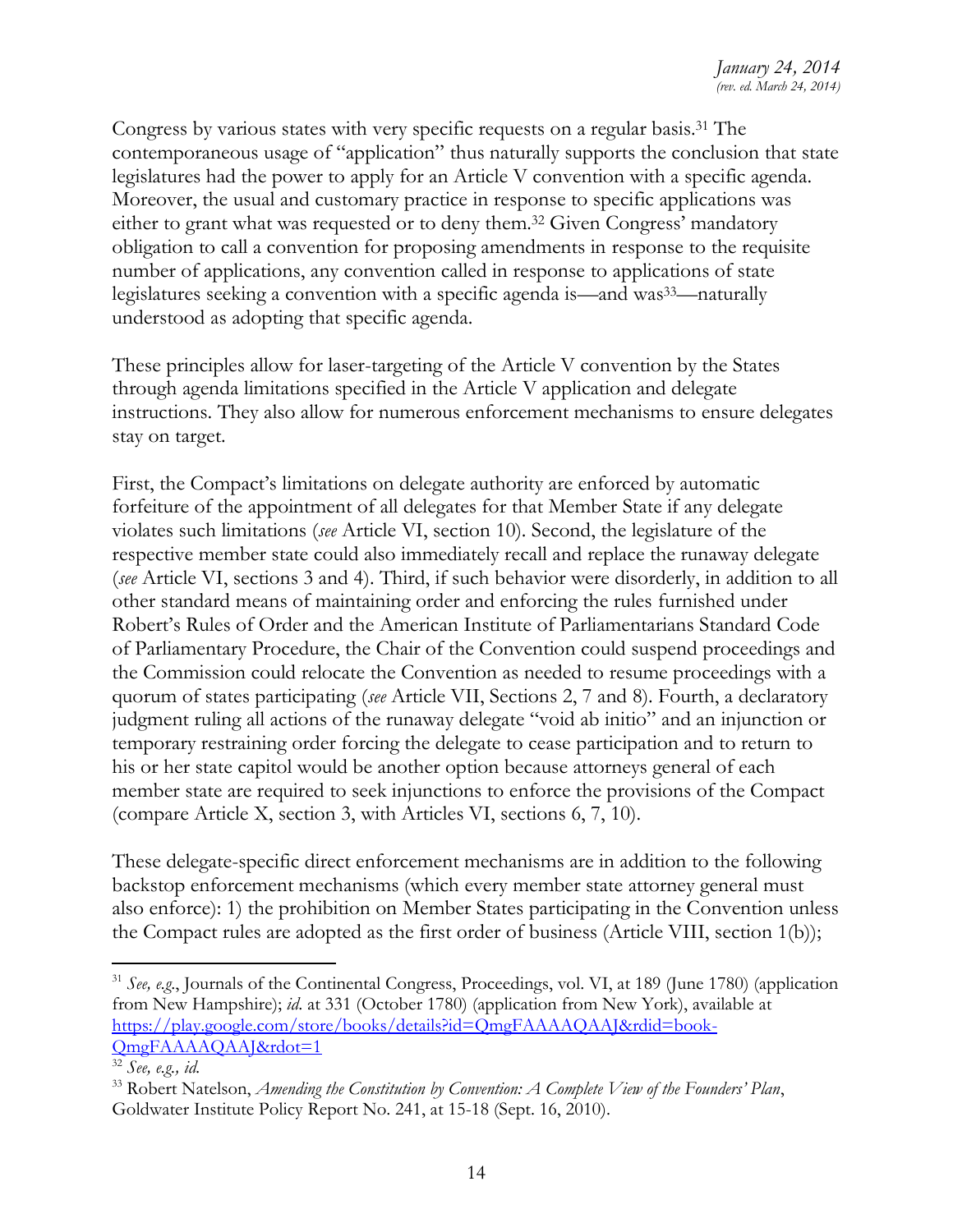Congress by various states with very specific requests on a regular basis.[31] The contemporaneous usage of "application" thus naturally supports the conclusion that state legislatures had the power to apply for an Article V convention with a specific agenda. Moreover, the usual and customary practice in response to specific applications was either to grant what was requested or to deny them.[32] Given Congress' mandatory obligation to call a convention for proposing amendments in response to the requisite number of applications, any convention called in response to applications of state legislatures seeking a convention with a specific agenda is—and was[33]—naturally understood as adopting that specific agenda.

These principles allow for laser-targeting of the Article V convention by the States through agenda limitations specified in the Article V application and delegate instructions. They also allow for numerous enforcement mechanisms to ensure delegates stay on target.

First, the Compact's limitations on delegate authority are enforced by automatic forfeiture of the appointment of all delegates for that Member State if any delegate violates such limitations (*see* Article VI, section 10). Second, the legislature of the respective member state could also immediately recall and replace the runaway delegate (*see* Article VI, sections 3 and 4). Third, if such behavior were disorderly, in addition to all other standard means of maintaining order and enforcing the rules furnished under Robert's Rules of Order and the American Institute of Parliamentarians Standard Code of Parliamentary Procedure, the Chair of the Convention could suspend proceedings and the Commission could relocate the Convention as needed to resume proceedings with a quorum of states participating (*see* Article VII, Sections 2, 7 and 8). Fourth, a declaratory judgment ruling all actions of the runaway delegate "void ab initio" and an injunction or temporary restraining order forcing the delegate to cease participation and to return to his or her state capitol would be another option because attorneys general of each member state are required to seek injunctions to enforce the provisions of the Compact (compare Article X, section 3, with Articles VI, sections 6, 7, 10).

These delegate-specific direct enforcement mechanisms are in addition to the following backstop enforcement mechanisms (which every member state attorney general must also enforce): 1) the prohibition on Member States participating in the Convention unless the Compact rules are adopted as the first order of business (Article VIII, section 1(b));

---

[31] *See, e.g.*, Journals of the Continental Congress, Proceedings, vol. VI, at 189 (June 1780) (application from New Hampshire); *id.* at 331 (October 1780) (application from New York), available at https://play.google.com/store/books/details?id=QmgFAAAAQAAJ&rdid=book-QmgFAAAAQAAJ&rdot=1

[32] *See, e.g., id.*

[33] Robert Natelson, *Amending the Constitution by Convention: A Complete View of the Founders' Plan*, Goldwater Institute Policy Report No. 241, at 15-18 (Sept. 16, 2010).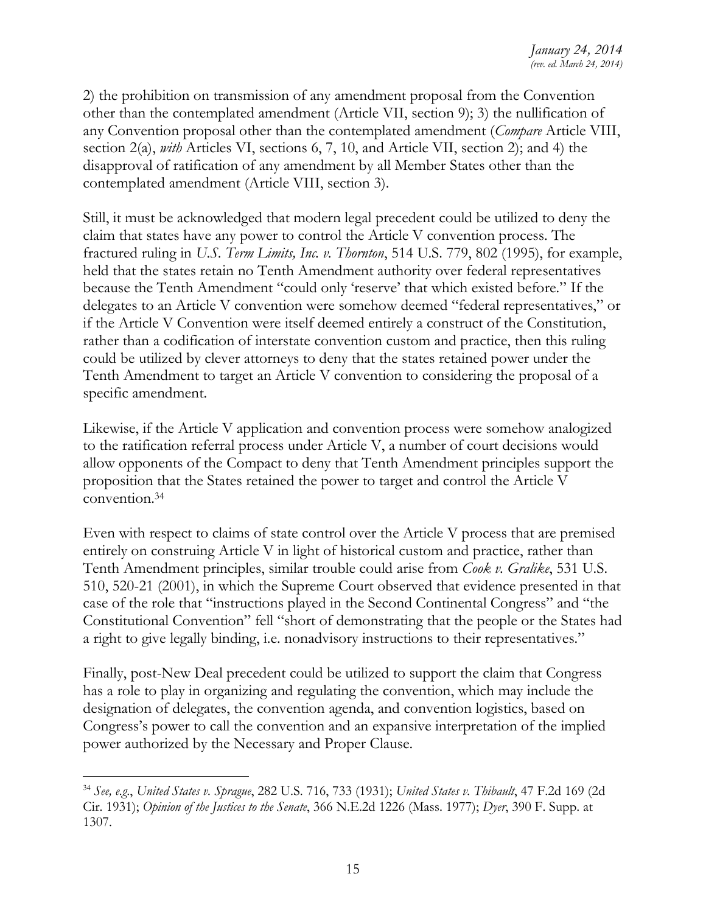2) the prohibition on transmission of any amendment proposal from the Convention other than the contemplated amendment (Article VII, section 9); 3) the nullification of any Convention proposal other than the contemplated amendment (*Compare* Article VIII, section 2(a), *with* Articles VI, sections 6, 7, 10, and Article VII, section 2); and 4) the disapproval of ratification of any amendment by all Member States other than the contemplated amendment (Article VIII, section 3).

Still, it must be acknowledged that modern legal precedent could be utilized to deny the claim that states have any power to control the Article V convention process. The fractured ruling in *U.S. Term Limits, Inc. v. Thornton*, 514 U.S. 779, 802 (1995), for example, held that the states retain no Tenth Amendment authority over federal representatives because the Tenth Amendment "could only 'reserve' that which existed before." If the delegates to an Article V convention were somehow deemed "federal representatives," or if the Article V Convention were itself deemed entirely a construct of the Constitution, rather than a codification of interstate convention custom and practice, then this ruling could be utilized by clever attorneys to deny that the states retained power under the Tenth Amendment to target an Article V convention to considering the proposal of a specific amendment.

Likewise, if the Article V application and convention process were somehow analogized to the ratification referral process under Article V, a number of court decisions would allow opponents of the Compact to deny that Tenth Amendment principles support the proposition that the States retained the power to target and control the Article V convention.[34]

Even with respect to claims of state control over the Article V process that are premised entirely on construing Article V in light of historical custom and practice, rather than Tenth Amendment principles, similar trouble could arise from *Cook v. Gralike*, 531 U.S. 510, 520-21 (2001), in which the Supreme Court observed that evidence presented in that case of the role that "instructions played in the Second Continental Congress" and "the Constitutional Convention" fell "short of demonstrating that the people or the States had a right to give legally binding, i.e. nonadvisory instructions to their representatives."

Finally, post-New Deal precedent could be utilized to support the claim that Congress has a role to play in organizing and regulating the convention, which may include the designation of delegates, the convention agenda, and convention logistics, based on Congress's power to call the convention and an expansive interpretation of the implied power authorized by the Necessary and Proper Clause.

---

[34] *See, e.g.*, *United States v. Sprague*, 282 U.S. 716, 733 (1931); *United States v. Thibault*, 47 F.2d 169 (2d Cir. 1931); *Opinion of the Justices to the Senate*, 366 N.E.2d 1226 (Mass. 1977); *Dyer*, 390 F. Supp. at 1307.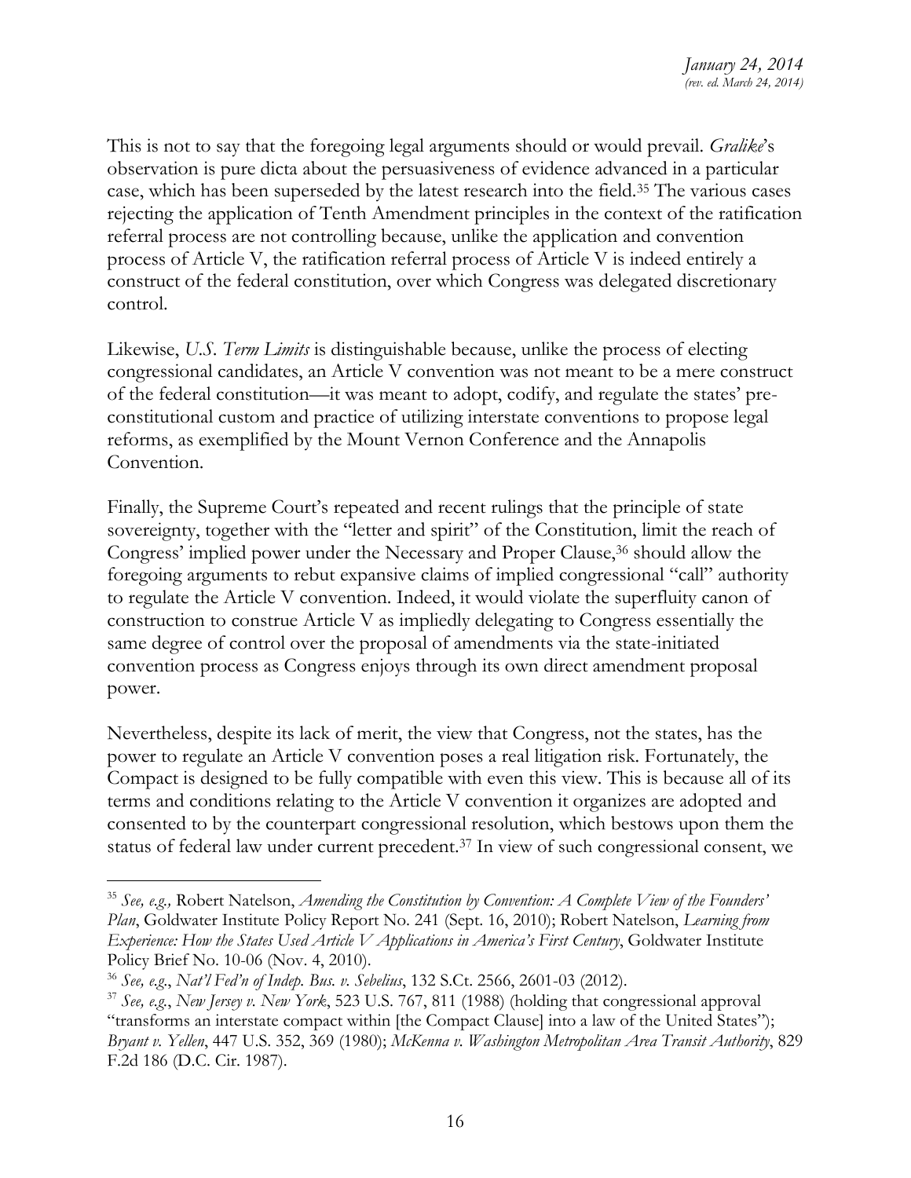This is not to say that the foregoing legal arguments should or would prevail. *Gralike*'s observation is pure dicta about the persuasiveness of evidence advanced in a particular case, which has been superseded by the latest research into the field.[35] The various cases rejecting the application of Tenth Amendment principles in the context of the ratification referral process are not controlling because, unlike the application and convention process of Article V, the ratification referral process of Article V is indeed entirely a construct of the federal constitution, over which Congress was delegated discretionary control.

Likewise, *U.S. Term Limits* is distinguishable because, unlike the process of electing congressional candidates, an Article V convention was not meant to be a mere construct of the federal constitution—it was meant to adopt, codify, and regulate the states' pre-constitutional custom and practice of utilizing interstate conventions to propose legal reforms, as exemplified by the Mount Vernon Conference and the Annapolis Convention.

Finally, the Supreme Court's repeated and recent rulings that the principle of state sovereignty, together with the "letter and spirit" of the Constitution, limit the reach of Congress' implied power under the Necessary and Proper Clause,[36] should allow the foregoing arguments to rebut expansive claims of implied congressional "call" authority to regulate the Article V convention. Indeed, it would violate the superfluity canon of construction to construe Article V as impliedly delegating to Congress essentially the same degree of control over the proposal of amendments via the state-initiated convention process as Congress enjoys through its own direct amendment proposal power.

Nevertheless, despite its lack of merit, the view that Congress, not the states, has the power to regulate an Article V convention poses a real litigation risk. Fortunately, the Compact is designed to be fully compatible with even this view. This is because all of its terms and conditions relating to the Article V convention it organizes are adopted and consented to by the counterpart congressional resolution, which bestows upon them the status of federal law under current precedent.[37] In view of such congressional consent, we

---

[35] *See, e.g.,* Robert Natelson, *Amending the Constitution by Convention: A Complete View of the Founders' Plan*, Goldwater Institute Policy Report No. 241 (Sept. 16, 2010); Robert Natelson, *Learning from Experience: How the States Used Article V Applications in America's First Century*, Goldwater Institute Policy Brief No. 10-06 (Nov. 4, 2010).

[36] *See, e.g.*, *Nat'l Fed'n of Indep. Bus. v. Sebelius*, 132 S.Ct. 2566, 2601-03 (2012).

[37] *See, e.g.*, *New Jersey v. New York*, 523 U.S. 767, 811 (1988) (holding that congressional approval "transforms an interstate compact within [the Compact Clause] into a law of the United States"); *Bryant v. Yellen*, 447 U.S. 352, 369 (1980); *McKenna v. Washington Metropolitan Area Transit Authority*, 829 F.2d 186 (D.C. Cir. 1987).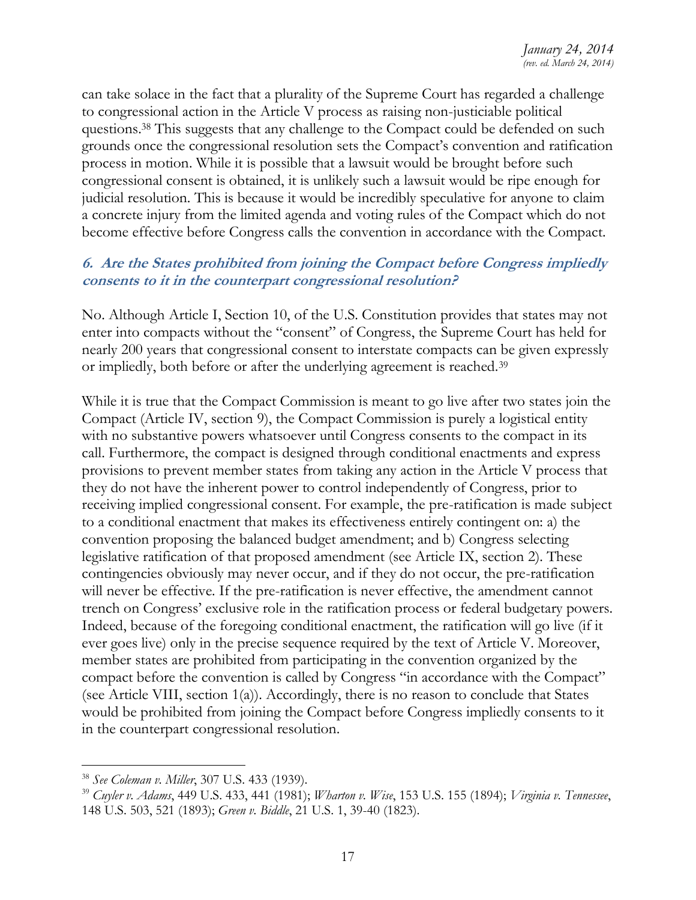can take solace in the fact that a plurality of the Supreme Court has regarded a challenge to congressional action in the Article V process as raising non-justiciable political questions.[38] This suggests that any challenge to the Compact could be defended on such grounds once the congressional resolution sets the Compact's convention and ratification process in motion. While it is possible that a lawsuit would be brought before such congressional consent is obtained, it is unlikely such a lawsuit would be ripe enough for judicial resolution. This is because it would be incredibly speculative for anyone to claim a concrete injury from the limited agenda and voting rules of the Compact which do not become effective before Congress calls the convention in accordance with the Compact.

### *6. Are the States prohibited from joining the Compact before Congress impliedly consents to it in the counterpart congressional resolution?*

No. Although Article I, Section 10, of the U.S. Constitution provides that states may not enter into compacts without the "consent" of Congress, the Supreme Court has held for nearly 200 years that congressional consent to interstate compacts can be given expressly or impliedly, both before or after the underlying agreement is reached.[39]

While it is true that the Compact Commission is meant to go live after two states join the Compact (Article IV, section 9), the Compact Commission is purely a logistical entity with no substantive powers whatsoever until Congress consents to the compact in its call. Furthermore, the compact is designed through conditional enactments and express provisions to prevent member states from taking any action in the Article V process that they do not have the inherent power to control independently of Congress, prior to receiving implied congressional consent. For example, the pre-ratification is made subject to a conditional enactment that makes its effectiveness entirely contingent on: a) the convention proposing the balanced budget amendment; and b) Congress selecting legislative ratification of that proposed amendment (see Article IX, section 2). These contingencies obviously may never occur, and if they do not occur, the pre-ratification will never be effective. If the pre-ratification is never effective, the amendment cannot trench on Congress' exclusive role in the ratification process or federal budgetary powers. Indeed, because of the foregoing conditional enactment, the ratification will go live (if it ever goes live) only in the precise sequence required by the text of Article V. Moreover, member states are prohibited from participating in the convention organized by the compact before the convention is called by Congress "in accordance with the Compact" (see Article VIII, section 1(a)). Accordingly, there is no reason to conclude that States would be prohibited from joining the Compact before Congress impliedly consents to it in the counterpart congressional resolution.

---

[38] *See Coleman v. Miller*, 307 U.S. 433 (1939).

[39] *Cuyler v. Adams*, 449 U.S. 433, 441 (1981); *Wharton v. Wise*, 153 U.S. 155 (1894); *Virginia v. Tennessee*, 148 U.S. 503, 521 (1893); *Green v. Biddle*, 21 U.S. 1, 39-40 (1823).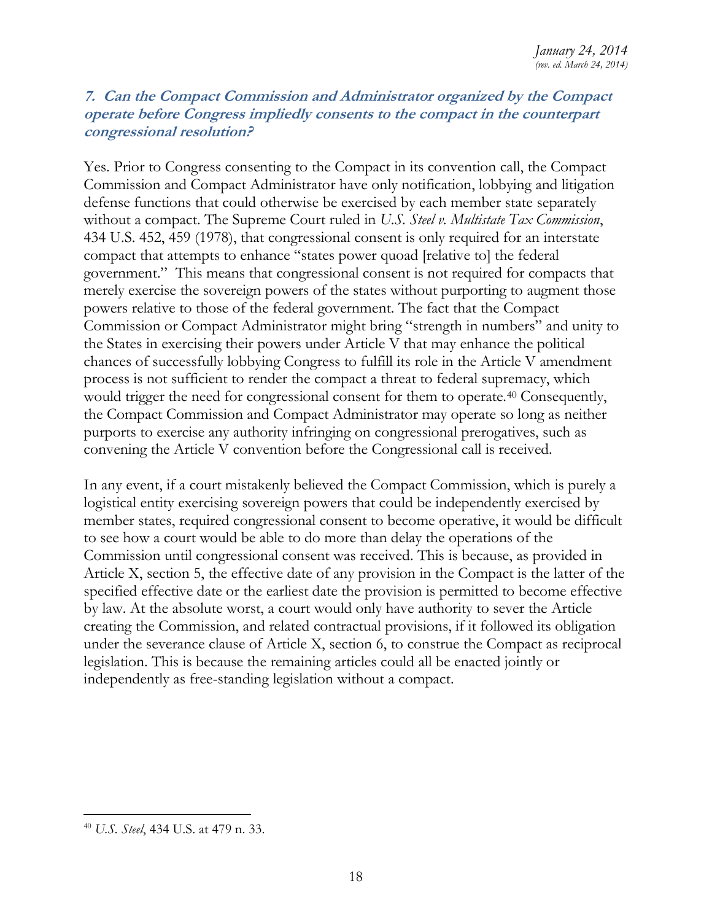### *7. Can the Compact Commission and Administrator organized by the Compact operate before Congress impliedly consents to the compact in the counterpart congressional resolution?*

Yes. Prior to Congress consenting to the Compact in its convention call, the Compact Commission and Compact Administrator have only notification, lobbying and litigation defense functions that could otherwise be exercised by each member state separately without a compact. The Supreme Court ruled in *U.S. Steel v. Multistate Tax Commission*, 434 U.S. 452, 459 (1978), that congressional consent is only required for an interstate compact that attempts to enhance "states power quoad [relative to] the federal government." This means that congressional consent is not required for compacts that merely exercise the sovereign powers of the states without purporting to augment those powers relative to those of the federal government. The fact that the Compact Commission or Compact Administrator might bring "strength in numbers" and unity to the States in exercising their powers under Article V that may enhance the political chances of successfully lobbying Congress to fulfill its role in the Article V amendment process is not sufficient to render the compact a threat to federal supremacy, which would trigger the need for congressional consent for them to operate.[40] Consequently, the Compact Commission and Compact Administrator may operate so long as neither purports to exercise any authority infringing on congressional prerogatives, such as convening the Article V convention before the Congressional call is received.

In any event, if a court mistakenly believed the Compact Commission, which is purely a logistical entity exercising sovereign powers that could be independently exercised by member states, required congressional consent to become operative, it would be difficult to see how a court would be able to do more than delay the operations of the Commission until congressional consent was received. This is because, as provided in Article X, section 5, the effective date of any provision in the Compact is the latter of the specified effective date or the earliest date the provision is permitted to become effective by law. At the absolute worst, a court would only have authority to sever the Article creating the Commission, and related contractual provisions, if it followed its obligation under the severance clause of Article X, section 6, to construe the Compact as reciprocal legislation. This is because the remaining articles could all be enacted jointly or independently as free-standing legislation without a compact.

---

[40] *U.S. Steel*, 434 U.S. at 479 n. 33.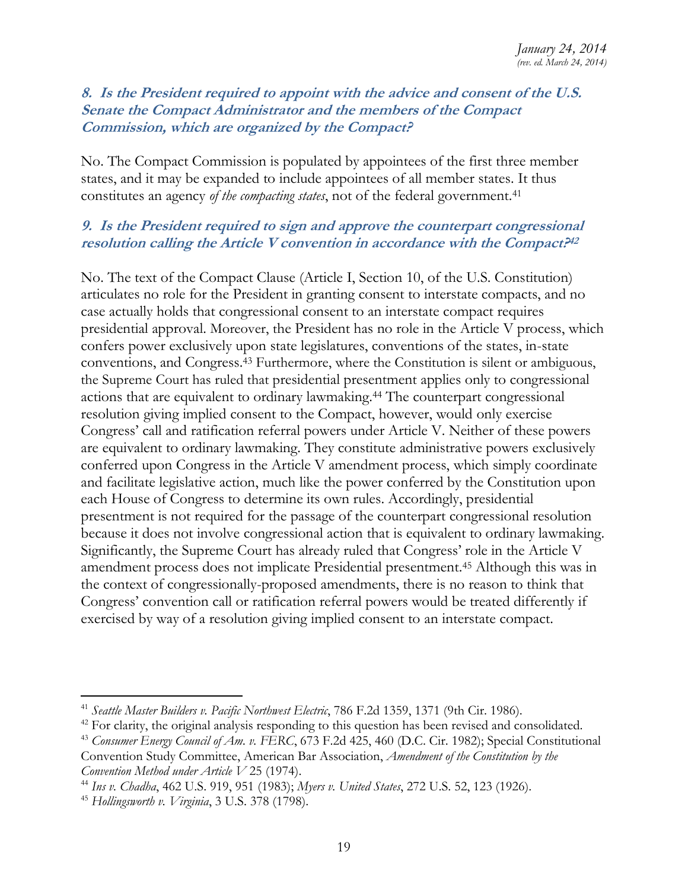### *8. Is the President required to appoint with the advice and consent of the U.S. Senate the Compact Administrator and the members of the Compact Commission, which are organized by the Compact?*

No. The Compact Commission is populated by appointees of the first three member states, and it may be expanded to include appointees of all member states. It thus constitutes an agency *of the compacting states*, not of the federal government.[41]

### *9. Is the President required to sign and approve the counterpart congressional resolution calling the Article V convention in accordance with the Compact?*[42]

No. The text of the Compact Clause (Article I, Section 10, of the U.S. Constitution) articulates no role for the President in granting consent to interstate compacts, and no case actually holds that congressional consent to an interstate compact requires presidential approval. Moreover, the President has no role in the Article V process, which confers power exclusively upon state legislatures, conventions of the states, in-state conventions, and Congress.[43] Furthermore, where the Constitution is silent or ambiguous, the Supreme Court has ruled that presidential presentment applies only to congressional actions that are equivalent to ordinary lawmaking.[44] The counterpart congressional resolution giving implied consent to the Compact, however, would only exercise Congress' call and ratification referral powers under Article V. Neither of these powers are equivalent to ordinary lawmaking. They constitute administrative powers exclusively conferred upon Congress in the Article V amendment process, which simply coordinate and facilitate legislative action, much like the power conferred by the Constitution upon each House of Congress to determine its own rules. Accordingly, presidential presentment is not required for the passage of the counterpart congressional resolution because it does not involve congressional action that is equivalent to ordinary lawmaking. Significantly, the Supreme Court has already ruled that Congress' role in the Article V amendment process does not implicate Presidential presentment.[45] Although this was in the context of congressionally-proposed amendments, there is no reason to think that Congress' convention call or ratification referral powers would be treated differently if exercised by way of a resolution giving implied consent to an interstate compact.

---

[41] *Seattle Master Builders v. Pacific Northwest Electric*, 786 F.2d 1359, 1371 (9th Cir. 1986).

[42] For clarity, the original analysis responding to this question has been revised and consolidated.

[43] *Consumer Energy Council of Am. v. FERC*, 673 F.2d 425, 460 (D.C. Cir. 1982); Special Constitutional Convention Study Committee, American Bar Association, *Amendment of the Constitution by the Convention Method under Article V* 25 (1974).

[44] *Ins v. Chadha*, 462 U.S. 919, 951 (1983); *Myers v. United States*, 272 U.S. 52, 123 (1926).

[45] *Hollingsworth v. Virginia*, 3 U.S. 378 (1798).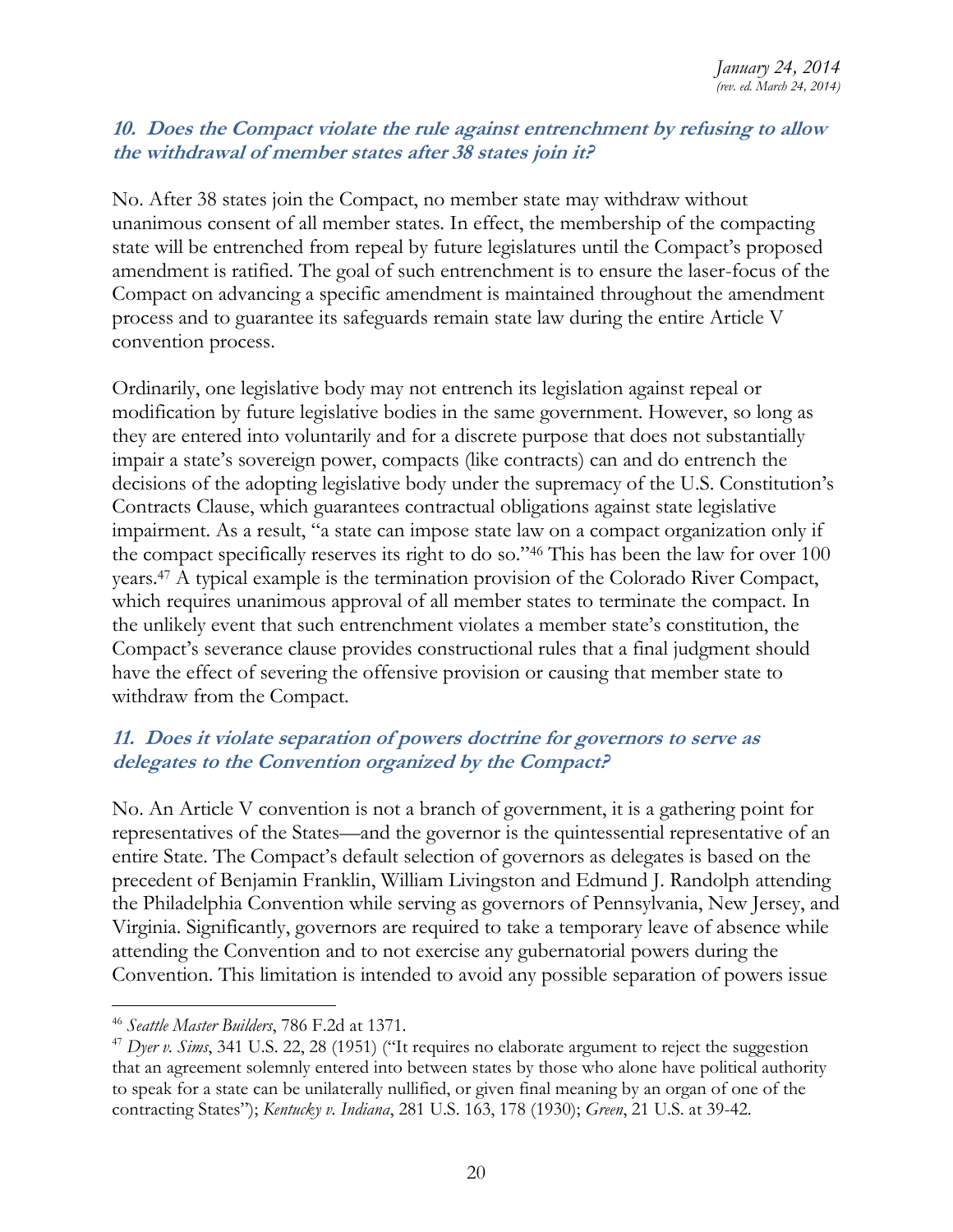### *10. Does the Compact violate the rule against entrenchment by refusing to allow the withdrawal of member states after 38 states join it?*

No. After 38 states join the Compact, no member state may withdraw without unanimous consent of all member states. In effect, the membership of the compacting state will be entrenched from repeal by future legislatures until the Compact's proposed amendment is ratified. The goal of such entrenchment is to ensure the laser-focus of the Compact on advancing a specific amendment is maintained throughout the amendment process and to guarantee its safeguards remain state law during the entire Article V convention process.

Ordinarily, one legislative body may not entrench its legislation against repeal or modification by future legislative bodies in the same government. However, so long as they are entered into voluntarily and for a discrete purpose that does not substantially impair a state's sovereign power, compacts (like contracts) can and do entrench the decisions of the adopting legislative body under the supremacy of the U.S. Constitution's Contracts Clause, which guarantees contractual obligations against state legislative impairment. As a result, "a state can impose state law on a compact organization only if the compact specifically reserves its right to do so."[46] This has been the law for over 100 years.[47] A typical example is the termination provision of the Colorado River Compact, which requires unanimous approval of all member states to terminate the compact. In the unlikely event that such entrenchment violates a member state's constitution, the Compact's severance clause provides constructional rules that a final judgment should have the effect of severing the offensive provision or causing that member state to withdraw from the Compact.

### *11. Does it violate separation of powers doctrine for governors to serve as delegates to the Convention organized by the Compact?*

No. An Article V convention is not a branch of government, it is a gathering point for representatives of the States—and the governor is the quintessential representative of an entire State. The Compact's default selection of governors as delegates is based on the precedent of Benjamin Franklin, William Livingston and Edmund J. Randolph attending the Philadelphia Convention while serving as governors of Pennsylvania, New Jersey, and Virginia. Significantly, governors are required to take a temporary leave of absence while attending the Convention and to not exercise any gubernatorial powers during the Convention. This limitation is intended to avoid any possible separation of powers issue

---

[46] *Seattle Master Builders*, 786 F.2d at 1371.

[47] *Dyer v. Sims*, 341 U.S. 22, 28 (1951) ("It requires no elaborate argument to reject the suggestion that an agreement solemnly entered into between states by those who alone have political authority to speak for a state can be unilaterally nullified, or given final meaning by an organ of one of the contracting States"); *Kentucky v. Indiana*, 281 U.S. 163, 178 (1930); *Green*, 21 U.S. at 39-42.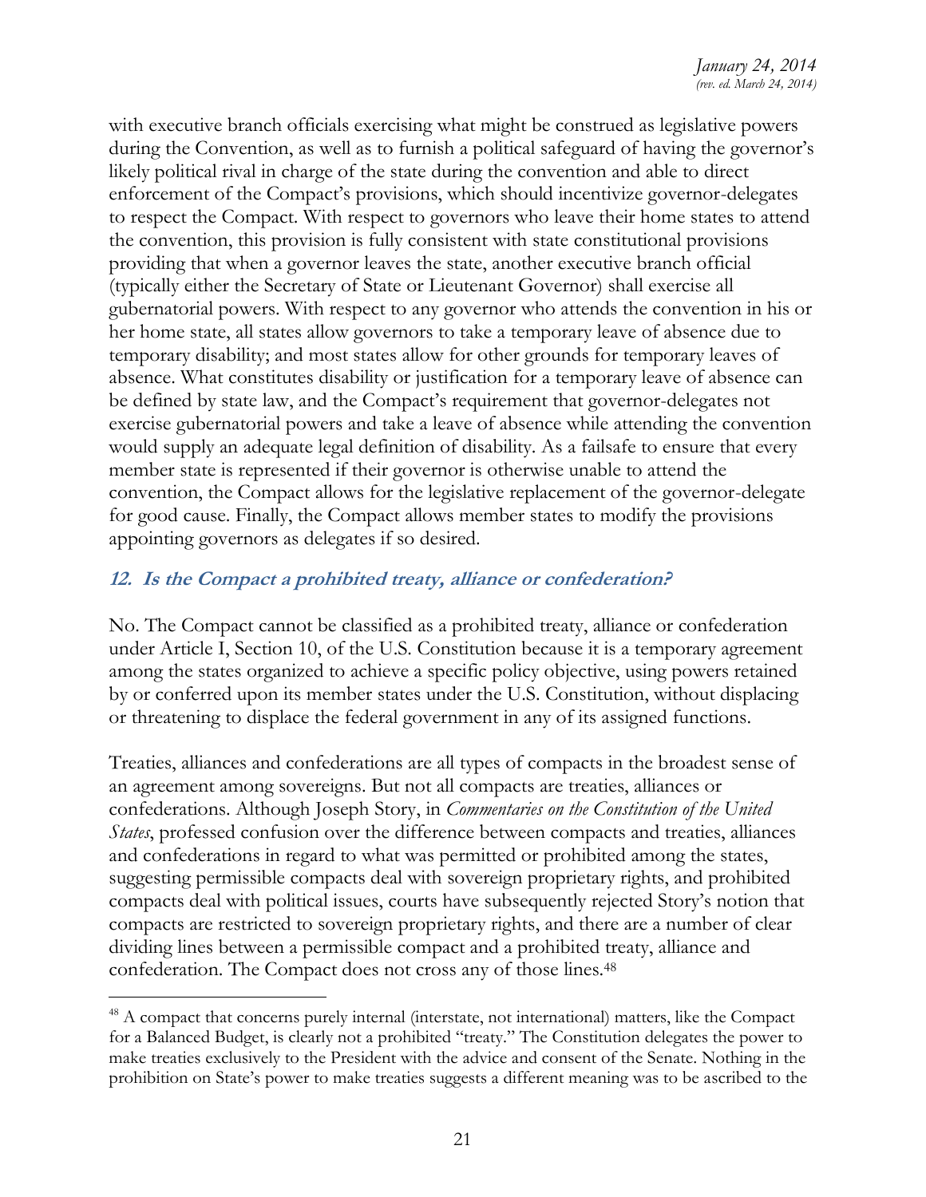with executive branch officials exercising what might be construed as legislative powers during the Convention, as well as to furnish a political safeguard of having the governor's likely political rival in charge of the state during the convention and able to direct enforcement of the Compact's provisions, which should incentivize governor-delegates to respect the Compact. With respect to governors who leave their home states to attend the convention, this provision is fully consistent with state constitutional provisions providing that when a governor leaves the state, another executive branch official (typically either the Secretary of State or Lieutenant Governor) shall exercise all gubernatorial powers. With respect to any governor who attends the convention in his or her home state, all states allow governors to take a temporary leave of absence due to temporary disability; and most states allow for other grounds for temporary leaves of absence. What constitutes disability or justification for a temporary leave of absence can be defined by state law, and the Compact's requirement that governor-delegates not exercise gubernatorial powers and take a leave of absence while attending the convention would supply an adequate legal definition of disability. As a failsafe to ensure that every member state is represented if their governor is otherwise unable to attend the convention, the Compact allows for the legislative replacement of the governor-delegate for good cause. Finally, the Compact allows member states to modify the provisions appointing governors as delegates if so desired.

### ***12. Is the Compact a prohibited treaty, alliance or confederation?***

No. The Compact cannot be classified as a prohibited treaty, alliance or confederation under Article I, Section 10, of the U.S. Constitution because it is a temporary agreement among the states organized to achieve a specific policy objective, using powers retained by or conferred upon its member states under the U.S. Constitution, without displacing or threatening to displace the federal government in any of its assigned functions.

Treaties, alliances and confederations are all types of compacts in the broadest sense of an agreement among sovereigns. But not all compacts are treaties, alliances or confederations. Although Joseph Story, in *Commentaries on the Constitution of the United States*, professed confusion over the difference between compacts and treaties, alliances and confederations in regard to what was permitted or prohibited among the states, suggesting permissible compacts deal with sovereign proprietary rights, and prohibited compacts deal with political issues, courts have subsequently rejected Story's notion that compacts are restricted to sovereign proprietary rights, and there are a number of clear dividing lines between a permissible compact and a prohibited treaty, alliance and confederation. The Compact does not cross any of those lines.[48]

[48] A compact that concerns purely internal (interstate, not international) matters, like the Compact for a Balanced Budget, is clearly not a prohibited "treaty." The Constitution delegates the power to make treaties exclusively to the President with the advice and consent of the Senate. Nothing in the prohibition on State's power to make treaties suggests a different meaning was to be ascribed to the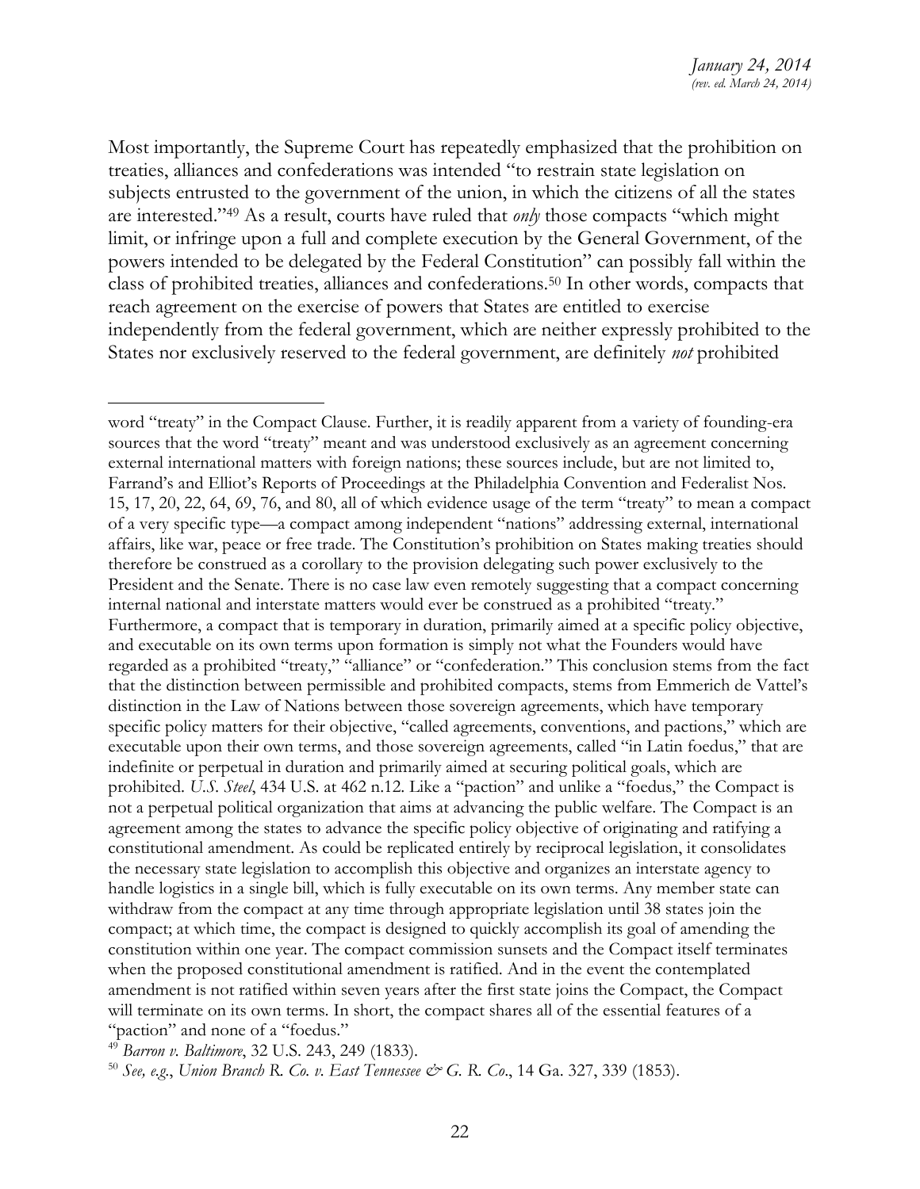Most importantly, the Supreme Court has repeatedly emphasized that the prohibition on treaties, alliances and confederations was intended "to restrain state legislation on subjects entrusted to the government of the union, in which the citizens of all the states are interested."[49] As a result, courts have ruled that *only* those compacts "which might limit, or infringe upon a full and complete execution by the General Government, of the powers intended to be delegated by the Federal Constitution" can possibly fall within the class of prohibited treaties, alliances and confederations.[50] In other words, compacts that reach agreement on the exercise of powers that States are entitled to exercise independently from the federal government, which are neither expressly prohibited to the States nor exclusively reserved to the federal government, are definitely *not* prohibited

---

word "treaty" in the Compact Clause. Further, it is readily apparent from a variety of founding-era sources that the word "treaty" meant and was understood exclusively as an agreement concerning external international matters with foreign nations; these sources include, but are not limited to, Farrand's and Elliot's Reports of Proceedings at the Philadelphia Convention and Federalist Nos. 15, 17, 20, 22, 64, 69, 76, and 80, all of which evidence usage of the term "treaty" to mean a compact of a very specific type—a compact among independent "nations" addressing external, international affairs, like war, peace or free trade. The Constitution's prohibition on States making treaties should therefore be construed as a corollary to the provision delegating such power exclusively to the President and the Senate. There is no case law even remotely suggesting that a compact concerning internal national and interstate matters would ever be construed as a prohibited "treaty." Furthermore, a compact that is temporary in duration, primarily aimed at a specific policy objective, and executable on its own terms upon formation is simply not what the Founders would have regarded as a prohibited "treaty," "alliance" or "confederation." This conclusion stems from the fact that the distinction between permissible and prohibited compacts, stems from Emmerich de Vattel's distinction in the Law of Nations between those sovereign agreements, which have temporary specific policy matters for their objective, "called agreements, conventions, and pactions," which are executable upon their own terms, and those sovereign agreements, called "in Latin foedus," that are indefinite or perpetual in duration and primarily aimed at securing political goals, which are prohibited. *U.S. Steel*, 434 U.S. at 462 n.12. Like a "paction" and unlike a "foedus," the Compact is not a perpetual political organization that aims at advancing the public welfare. The Compact is an agreement among the states to advance the specific policy objective of originating and ratifying a constitutional amendment. As could be replicated entirely by reciprocal legislation, it consolidates the necessary state legislation to accomplish this objective and organizes an interstate agency to handle logistics in a single bill, which is fully executable on its own terms. Any member state can withdraw from the compact at any time through appropriate legislation until 38 states join the compact; at which time, the compact is designed to quickly accomplish its goal of amending the constitution within one year. The compact commission sunsets and the Compact itself terminates when the proposed constitutional amendment is ratified. And in the event the contemplated amendment is not ratified within seven years after the first state joins the Compact, the Compact will terminate on its own terms. In short, the compact shares all of the essential features of a "paction" and none of a "foedus."

[49] *Barron v. Baltimore*, 32 U.S. 243, 249 (1833).

[50] *See, e.g.*, *Union Branch R. Co. v. East Tennessee & G. R. Co.*, 14 Ga. 327, 339 (1853).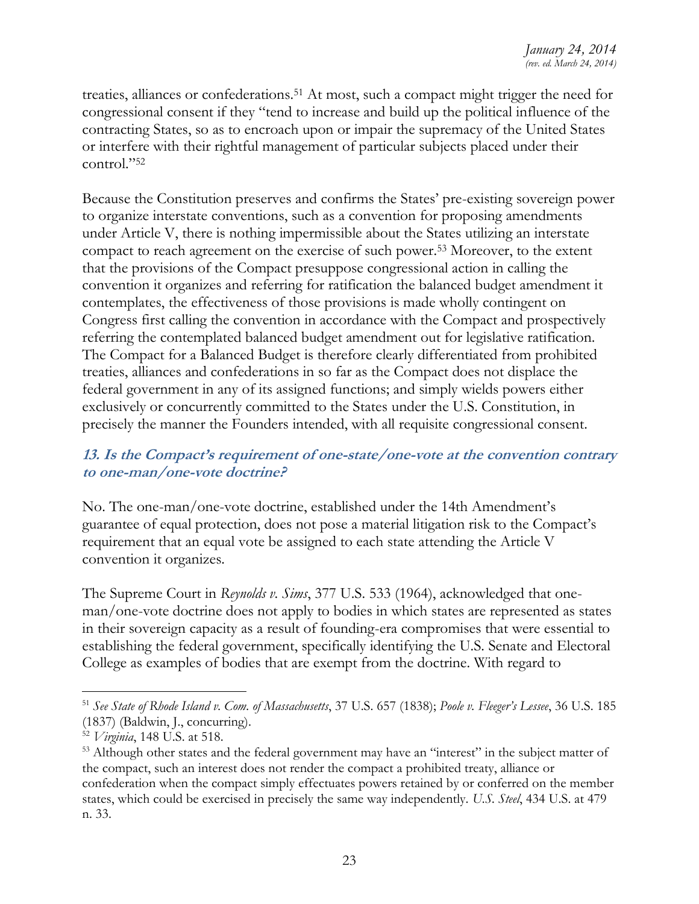treaties, alliances or confederations.[51] At most, such a compact might trigger the need for congressional consent if they "tend to increase and build up the political influence of the contracting States, so as to encroach upon or impair the supremacy of the United States or interfere with their rightful management of particular subjects placed under their control."[52]

Because the Constitution preserves and confirms the States' pre-existing sovereign power to organize interstate conventions, such as a convention for proposing amendments under Article V, there is nothing impermissible about the States utilizing an interstate compact to reach agreement on the exercise of such power.[53] Moreover, to the extent that the provisions of the Compact presuppose congressional action in calling the convention it organizes and referring for ratification the balanced budget amendment it contemplates, the effectiveness of those provisions is made wholly contingent on Congress first calling the convention in accordance with the Compact and prospectively referring the contemplated balanced budget amendment out for legislative ratification. The Compact for a Balanced Budget is therefore clearly differentiated from prohibited treaties, alliances and confederations in so far as the Compact does not displace the federal government in any of its assigned functions; and simply wields powers either exclusively or concurrently committed to the States under the U.S. Constitution, in precisely the manner the Founders intended, with all requisite congressional consent.

### *13. Is the Compact's requirement of one-state/one-vote at the convention contrary to one-man/one-vote doctrine?*

No. The one-man/one-vote doctrine, established under the 14th Amendment's guarantee of equal protection, does not pose a material litigation risk to the Compact's requirement that an equal vote be assigned to each state attending the Article V convention it organizes.

The Supreme Court in *Reynolds v. Sims*, 377 U.S. 533 (1964), acknowledged that one-man/one-vote doctrine does not apply to bodies in which states are represented as states in their sovereign capacity as a result of founding-era compromises that were essential to establishing the federal government, specifically identifying the U.S. Senate and Electoral College as examples of bodies that are exempt from the doctrine. With regard to

---

[51] *See State of Rhode Island v. Com. of Massachusetts*, 37 U.S. 657 (1838); *Poole v. Fleeger's Lessee*, 36 U.S. 185 (1837) (Baldwin, J., concurring).

[52] *Virginia*, 148 U.S. at 518.

[53] Although other states and the federal government may have an "interest" in the subject matter of the compact, such an interest does not render the compact a prohibited treaty, alliance or confederation when the compact simply effectuates powers retained by or conferred on the member states, which could be exercised in precisely the same way independently. *U.S. Steel*, 434 U.S. at 479 n. 33.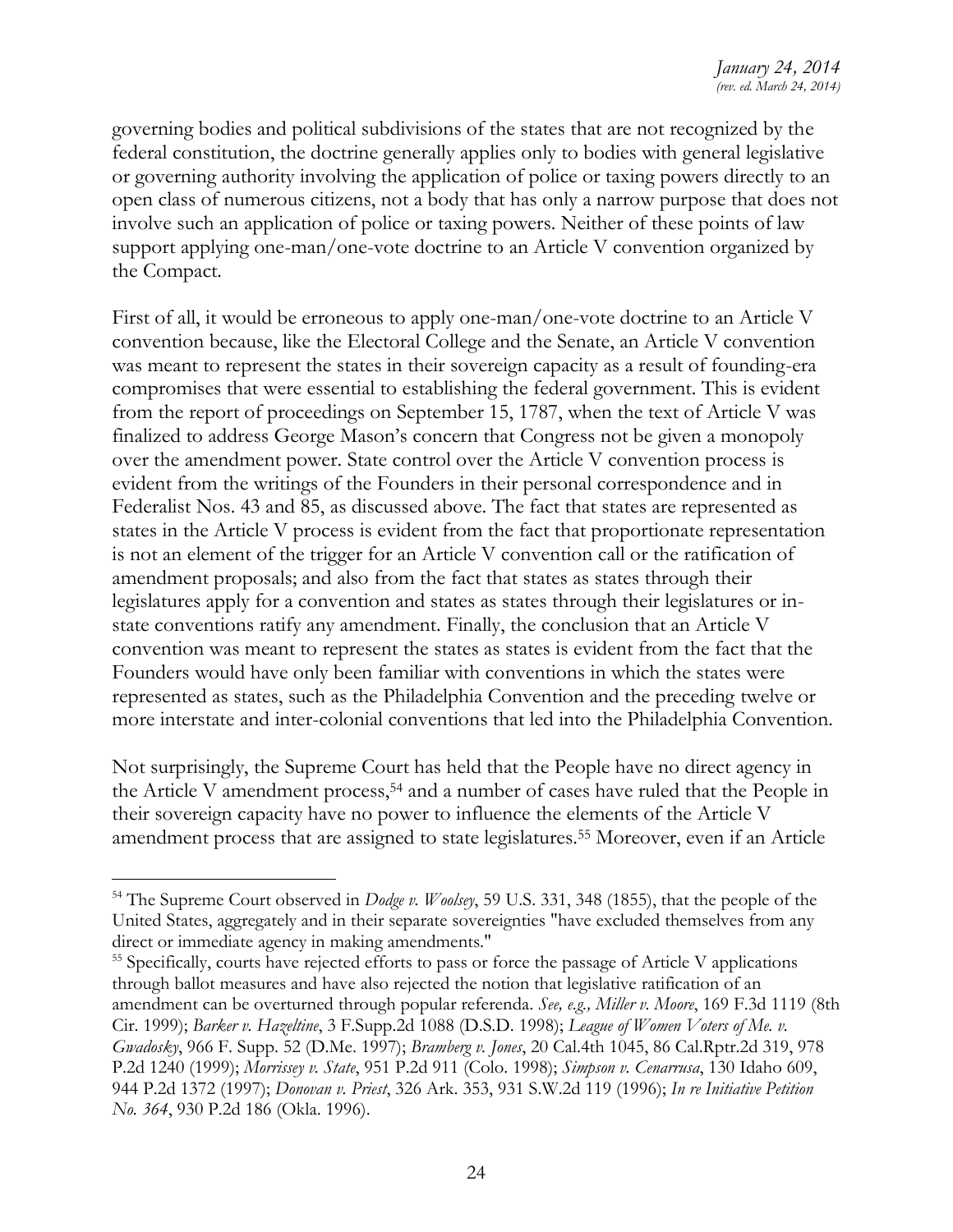governing bodies and political subdivisions of the states that are not recognized by the federal constitution, the doctrine generally applies only to bodies with general legislative or governing authority involving the application of police or taxing powers directly to an open class of numerous citizens, not a body that has only a narrow purpose that does not involve such an application of police or taxing powers. Neither of these points of law support applying one-man/one-vote doctrine to an Article V convention organized by the Compact.

First of all, it would be erroneous to apply one-man/one-vote doctrine to an Article V convention because, like the Electoral College and the Senate, an Article V convention was meant to represent the states in their sovereign capacity as a result of founding-era compromises that were essential to establishing the federal government. This is evident from the report of proceedings on September 15, 1787, when the text of Article V was finalized to address George Mason's concern that Congress not be given a monopoly over the amendment power. State control over the Article V convention process is evident from the writings of the Founders in their personal correspondence and in Federalist Nos. 43 and 85, as discussed above. The fact that states are represented as states in the Article V process is evident from the fact that proportionate representation is not an element of the trigger for an Article V convention call or the ratification of amendment proposals; and also from the fact that states as states through their legislatures apply for a convention and states as states through their legislatures or in-state conventions ratify any amendment. Finally, the conclusion that an Article V convention was meant to represent the states as states is evident from the fact that the Founders would have only been familiar with conventions in which the states were represented as states, such as the Philadelphia Convention and the preceding twelve or more interstate and inter-colonial conventions that led into the Philadelphia Convention.

Not surprisingly, the Supreme Court has held that the People have no direct agency in the Article V amendment process,[54] and a number of cases have ruled that the People in their sovereign capacity have no power to influence the elements of the Article V amendment process that are assigned to state legislatures.[55] Moreover, even if an Article

---

[54] The Supreme Court observed in *Dodge v. Woolsey*, 59 U.S. 331, 348 (1855), that the people of the United States, aggregately and in their separate sovereignties "have excluded themselves from any direct or immediate agency in making amendments."

[55] Specifically, courts have rejected efforts to pass or force the passage of Article V applications through ballot measures and have also rejected the notion that legislative ratification of an amendment can be overturned through popular referenda. *See, e.g., Miller v. Moore*, 169 F.3d 1119 (8th Cir. 1999); *Barker v. Hazeltine*, 3 F.Supp.2d 1088 (D.S.D. 1998); *League of Women Voters of Me. v. Gwadosky*, 966 F. Supp. 52 (D.Me. 1997); *Bramberg v. Jones*, 20 Cal.4th 1045, 86 Cal.Rptr.2d 319, 978 P.2d 1240 (1999); *Morrissey v. State*, 951 P.2d 911 (Colo. 1998); *Simpson v. Cenarrusa*, 130 Idaho 609, 944 P.2d 1372 (1997); *Donovan v. Priest*, 326 Ark. 353, 931 S.W.2d 119 (1996); *In re Initiative Petition No. 364*, 930 P.2d 186 (Okla. 1996).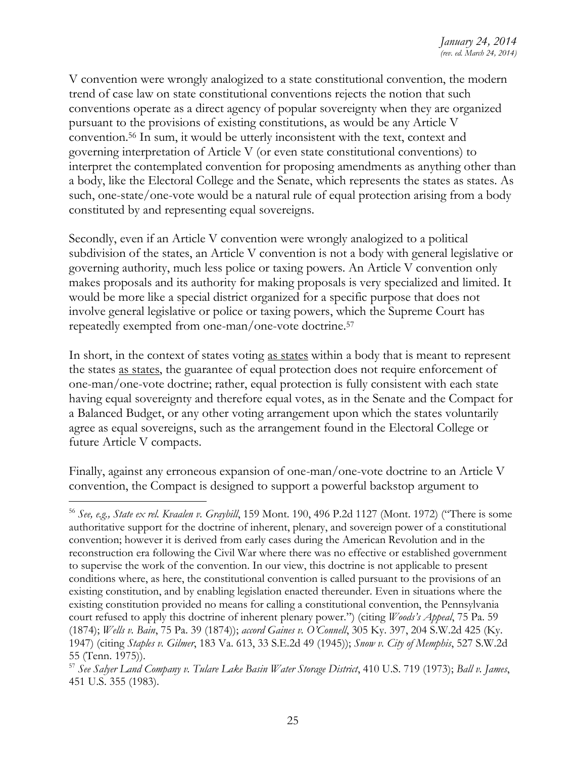V convention were wrongly analogized to a state constitutional convention, the modern trend of case law on state constitutional conventions rejects the notion that such conventions operate as a direct agency of popular sovereignty when they are organized pursuant to the provisions of existing constitutions, as would be any Article V convention.[56] In sum, it would be utterly inconsistent with the text, context and governing interpretation of Article V (or even state constitutional conventions) to interpret the contemplated convention for proposing amendments as anything other than a body, like the Electoral College and the Senate, which represents the states as states. As such, one-state/one-vote would be a natural rule of equal protection arising from a body constituted by and representing equal sovereigns.

Secondly, even if an Article V convention were wrongly analogized to a political subdivision of the states, an Article V convention is not a body with general legislative or governing authority, much less police or taxing powers. An Article V convention only makes proposals and its authority for making proposals is very specialized and limited. It would be more like a special district organized for a specific purpose that does not involve general legislative or police or taxing powers, which the Supreme Court has repeatedly exempted from one-man/one-vote doctrine.[57]

In short, in the context of states voting <u>as states</u> within a body that is meant to represent the states <u>as states</u>, the guarantee of equal protection does not require enforcement of one-man/one-vote doctrine; rather, equal protection is fully consistent with each state having equal sovereignty and therefore equal votes, as in the Senate and the Compact for a Balanced Budget, or any other voting arrangement upon which the states voluntarily agree as equal sovereigns, such as the arrangement found in the Electoral College or future Article V compacts.

Finally, against any erroneous expansion of one-man/one-vote doctrine to an Article V convention, the Compact is designed to support a powerful backstop argument to

---

[56] *See, e.g., State ex rel. Kvaalen v. Graybill*, 159 Mont. 190, 496 P.2d 1127 (Mont. 1972) ("There is some authoritative support for the doctrine of inherent, plenary, and sovereign power of a constitutional convention; however it is derived from early cases during the American Revolution and in the reconstruction era following the Civil War where there was no effective or established government to supervise the work of the convention. In our view, this doctrine is not applicable to present conditions where, as here, the constitutional convention is called pursuant to the provisions of an existing constitution, and by enabling legislation enacted thereunder. Even in situations where the existing constitution provided no means for calling a constitutional convention, the Pennsylvania court refused to apply this doctrine of inherent plenary power.") (citing *Woods's Appeal*, 75 Pa. 59 (1874); *Wells v. Bain*, 75 Pa. 39 (1874)); *accord Gaines v. O'Connell*, 305 Ky. 397, 204 S.W.2d 425 (Ky. 1947) (citing *Staples v. Gilmer*, 183 Va. 613, 33 S.E.2d 49 (1945)); *Snow v. City of Memphis*, 527 S.W.2d 55 (Tenn. 1975)).

[57] *See Salyer Land Company v. Tulare Lake Basin Water Storage District*, 410 U.S. 719 (1973); *Ball v. James*, 451 U.S. 355 (1983).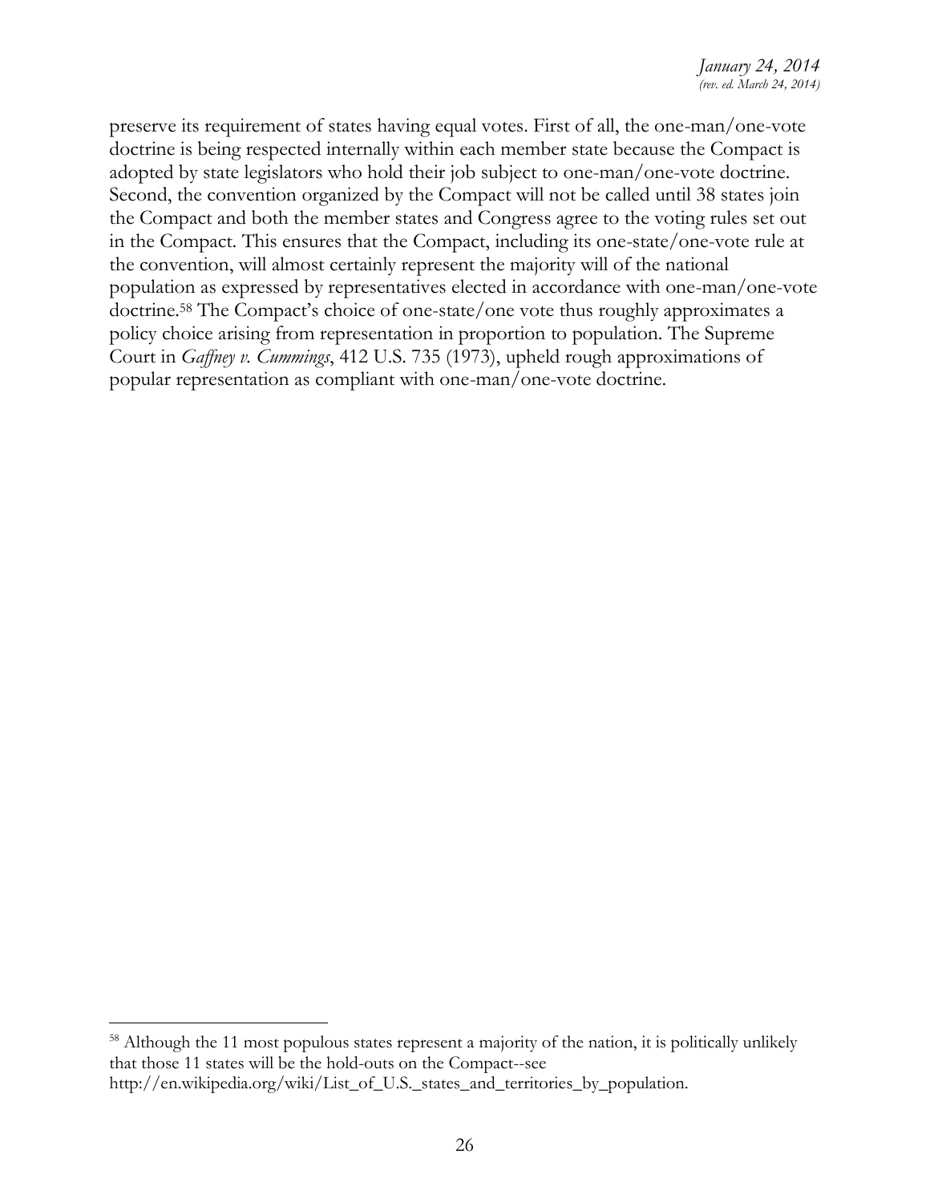preserve its requirement of states having equal votes. First of all, the one-man/one-vote doctrine is being respected internally within each member state because the Compact is adopted by state legislators who hold their job subject to one-man/one-vote doctrine. Second, the convention organized by the Compact will not be called until 38 states join the Compact and both the member states and Congress agree to the voting rules set out in the Compact. This ensures that the Compact, including its one-state/one-vote rule at the convention, will almost certainly represent the majority will of the national population as expressed by representatives elected in accordance with one-man/one-vote doctrine.[58] The Compact's choice of one-state/one vote thus roughly approximates a policy choice arising from representation in proportion to population. The Supreme Court in *Gaffney v. Cummings*, 412 U.S. 735 (1973), upheld rough approximations of popular representation as compliant with one-man/one-vote doctrine.

---

[58] Although the 11 most populous states represent a majority of the nation, it is politically unlikely that those 11 states will be the hold-outs on the Compact--see http://en.wikipedia.org/wiki/List_of_U.S._states_and_territories_by_population.